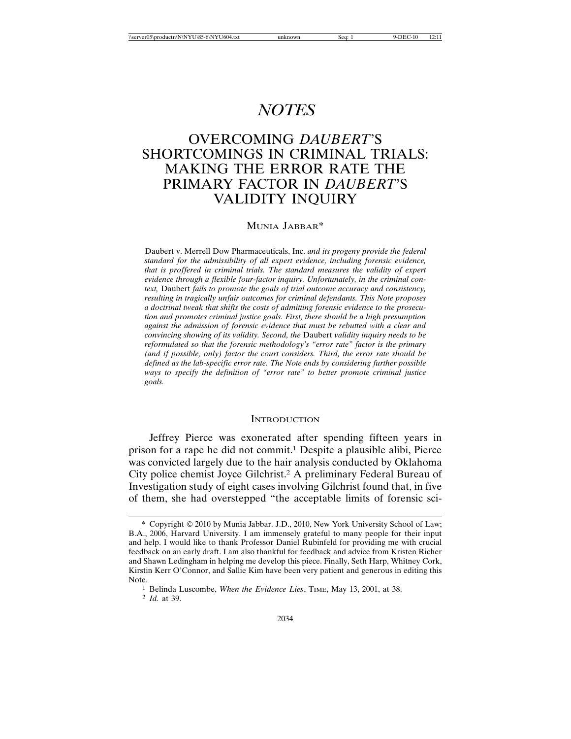# *NOTES*

# OVERCOMING *DAUBERT*'S SHORTCOMINGS IN CRIMINAL TRIALS: MAKING THE ERROR RATE THE PRIMARY FACTOR IN *DAUBERT*'S VALIDITY INQUIRY

MUNIA JABBAR*

*Daubert v. Merrell Dow Pharmaceuticals, Inc. and its progeny provide the federal standard for the admissibility of all expert evidence, including forensic evidence, that is proffered in criminal trials. The standard measures the validity of expert evidence through a flexible four-factor inquiry. Unfortunately, in the criminal context, Daubert fails to promote the goals of trial outcome accuracy and consistency, resulting in tragically unfair outcomes for criminal defendants. This Note proposes a doctrinal tweak that shifts the costs of admitting forensic evidence to the prosecution and promotes criminal justice goals. First, there should be a high presumption against the admission of forensic evidence that must be rebutted with a clear and convincing showing of its validity. Second, the Daubert validity inquiry needs to be reformulated so that the forensic methodology's "error rate" factor is the primary (and if possible, only) factor the court considers. Third, the error rate should be defined as the lab-specific error rate. The Note ends by considering further possible ways to specify the definition of "error rate" to better promote criminal justice goals.*

## INTRODUCTION

Jeffrey Pierce was exonerated after spending fifteen years in prison for a rape he did not commit.[1] Despite a plausible alibi, Pierce was convicted largely due to the hair analysis conducted by Oklahoma City police chemist Joyce Gilchrist.[2] A preliminary Federal Bureau of Investigation study of eight cases involving Gilchrist found that, in five of them, she had overstepped "the acceptable limits of forensic sci-

---

\* Copyright © 2010 by Munia Jabbar. J.D., 2010, New York University School of Law; B.A., 2006, Harvard University. I am immensely grateful to many people for their input and help. I would like to thank Professor Daniel Rubinfeld for providing me with crucial feedback on an early draft. I am also thankful for feedback and advice from Kristen Richer and Shawn Ledingham in helping me develop this piece. Finally, Seth Harp, Whitney Cork, Kirstin Kerr O'Connor, and Sallie Kim have been very patient and generous in editing this Note.

[1] Belinda Luscombe, *When the Evidence Lies*, TIME, May 13, 2001, at 38.

[2] *Id.* at 39.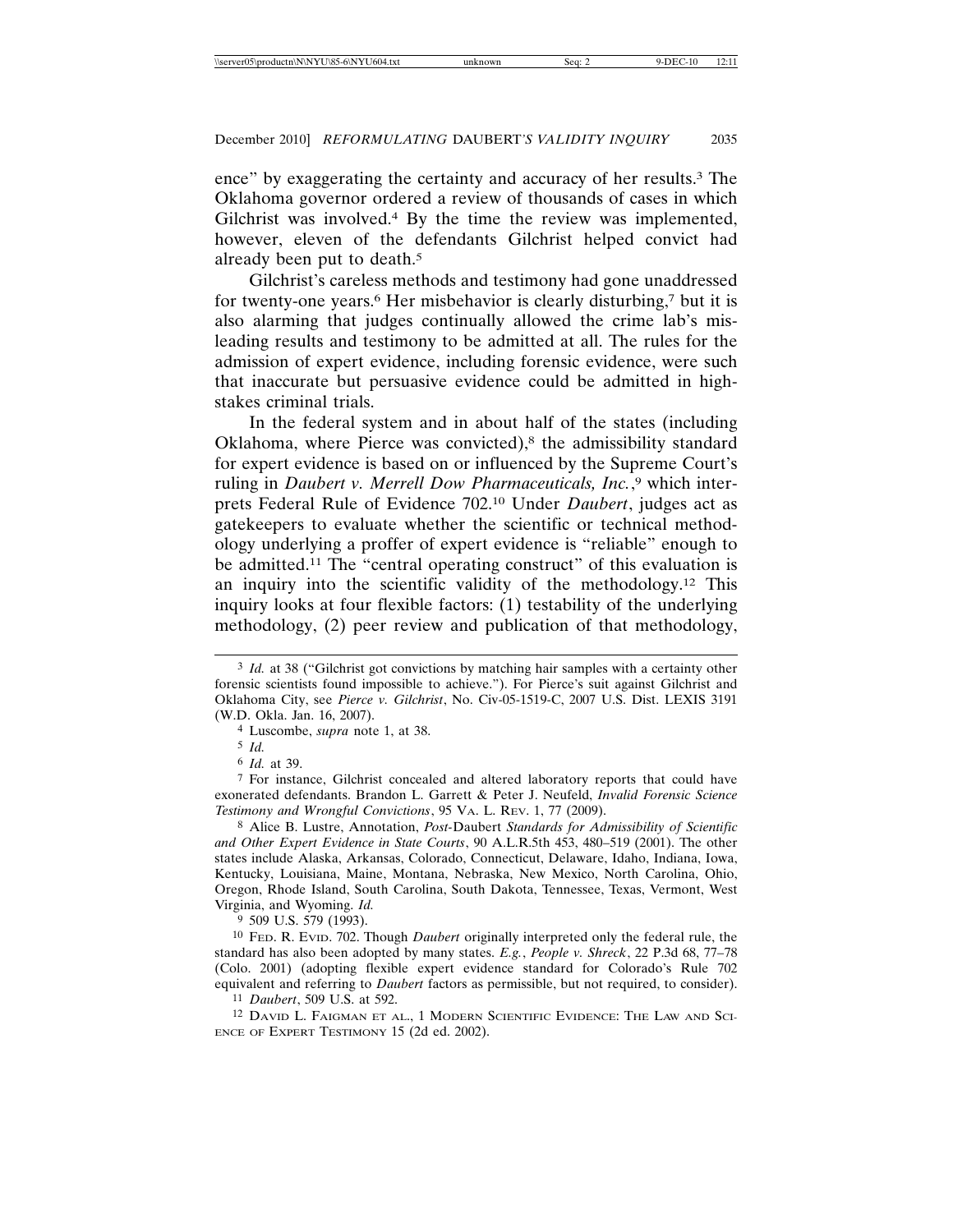ence" by exaggerating the certainty and accuracy of her results.[3] The Oklahoma governor ordered a review of thousands of cases in which Gilchrist was involved.[4] By the time the review was implemented, however, eleven of the defendants Gilchrist helped convict had already been put to death.[5]

Gilchrist's careless methods and testimony had gone unaddressed for twenty-one years.[6] Her misbehavior is clearly disturbing,[7] but it is also alarming that judges continually allowed the crime lab's misleading results and testimony to be admitted at all. The rules for the admission of expert evidence, including forensic evidence, were such that inaccurate but persuasive evidence could be admitted in high-stakes criminal trials.

In the federal system and in about half of the states (including Oklahoma, where Pierce was convicted),[8] the admissibility standard for expert evidence is based on or influenced by the Supreme Court's ruling in *Daubert v. Merrell Dow Pharmaceuticals, Inc.*,[9] which interprets Federal Rule of Evidence 702.[10] Under *Daubert*, judges act as gatekeepers to evaluate whether the scientific or technical methodology underlying a proffer of expert evidence is "reliable" enough to be admitted.[11] The "central operating construct" of this evaluation is an inquiry into the scientific validity of the methodology.[12] This inquiry looks at four flexible factors: (1) testability of the underlying methodology, (2) peer review and publication of that methodology,

---

[3] *Id.* at 38 ("Gilchrist got convictions by matching hair samples with a certainty other forensic scientists found impossible to achieve."). For Pierce's suit against Gilchrist and Oklahoma City, see *Pierce v. Gilchrist*, No. Civ-05-1519-C, 2007 U.S. Dist. LEXIS 3191 (W.D. Okla. Jan. 16, 2007).

[4] Luscombe, *supra* note 1, at 38.

[5] *Id.*

[6] *Id.* at 39.

[7] For instance, Gilchrist concealed and altered laboratory reports that could have exonerated defendants. Brandon L. Garrett & Peter J. Neufeld, *Invalid Forensic Science Testimony and Wrongful Convictions*, 95 VA. L. REV. 1, 77 (2009).

[8] Alice B. Lustre, Annotation, *Post-*Daubert *Standards for Admissibility of Scientific and Other Expert Evidence in State Courts*, 90 A.L.R.5th 453, 480–519 (2001). The other states include Alaska, Arkansas, Colorado, Connecticut, Delaware, Idaho, Indiana, Iowa, Kentucky, Louisiana, Maine, Montana, Nebraska, New Mexico, North Carolina, Ohio, Oregon, Rhode Island, South Carolina, South Dakota, Tennessee, Texas, Vermont, West Virginia, and Wyoming. *Id.*

[9] 509 U.S. 579 (1993).

[10] FED. R. EVID. 702. Though *Daubert* originally interpreted only the federal rule, the standard has also been adopted by many states. *E.g.*, *People v. Shreck*, 22 P.3d 68, 77–78 (Colo. 2001) (adopting flexible expert evidence standard for Colorado's Rule 702 equivalent and referring to *Daubert* factors as permissible, but not required, to consider).

[11] *Daubert*, 509 U.S. at 592.

[12] DAVID L. FAIGMAN ET AL., 1 MODERN SCIENTIFIC EVIDENCE: THE LAW AND SCIENCE OF EXPERT TESTIMONY 15 (2d ed. 2002).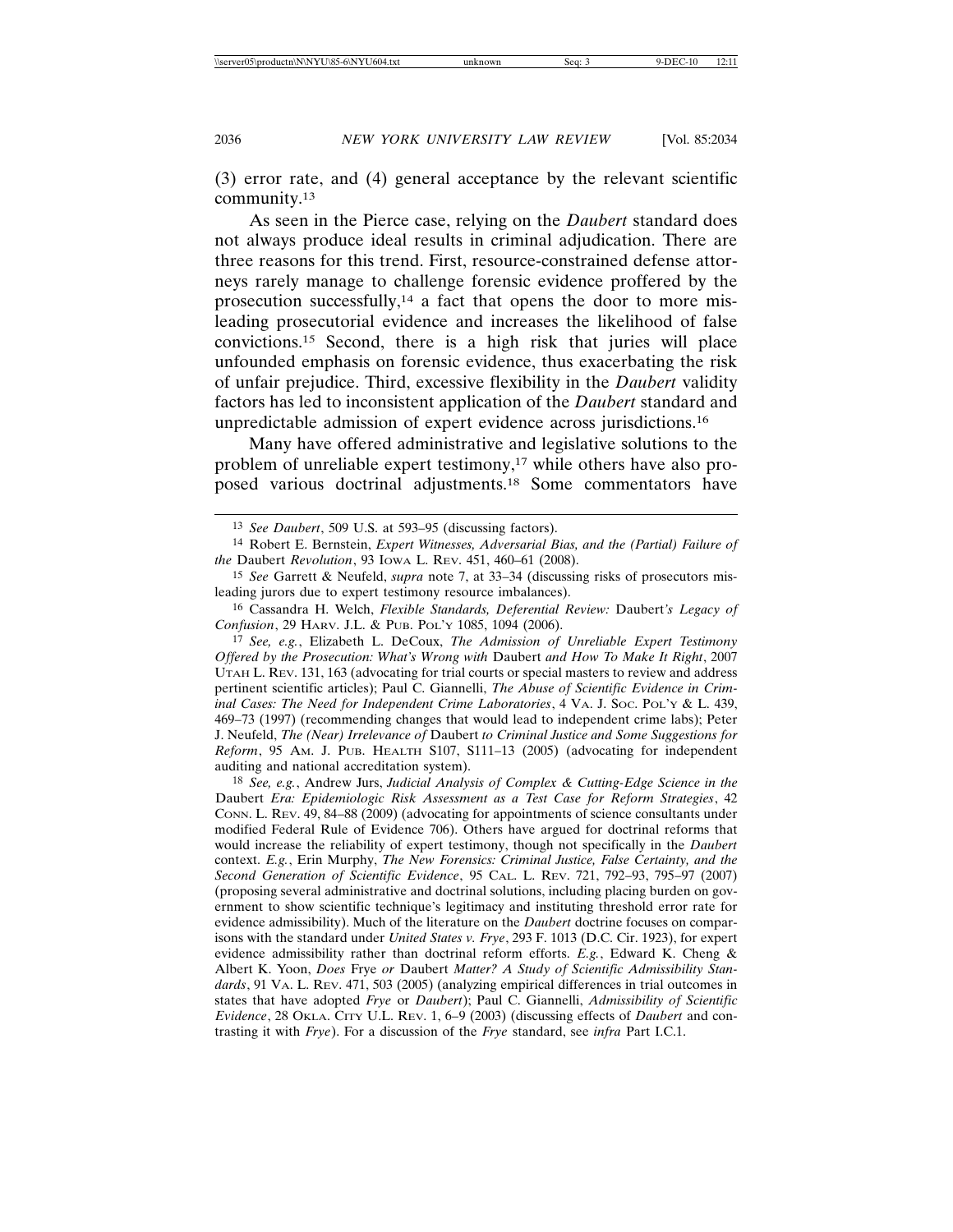(3) error rate, and (4) general acceptance by the relevant scientific community.[13]

As seen in the Pierce case, relying on the *Daubert* standard does not always produce ideal results in criminal adjudication. There are three reasons for this trend. First, resource-constrained defense attorneys rarely manage to challenge forensic evidence proffered by the prosecution successfully,[14] a fact that opens the door to more misleading prosecutorial evidence and increases the likelihood of false convictions.[15] Second, there is a high risk that juries will place unfounded emphasis on forensic evidence, thus exacerbating the risk of unfair prejudice. Third, excessive flexibility in the *Daubert* validity factors has led to inconsistent application of the *Daubert* standard and unpredictable admission of expert evidence across jurisdictions.[16]

Many have offered administrative and legislative solutions to the problem of unreliable expert testimony,[17] while others have also proposed various doctrinal adjustments.[18] Some commentators have

---

[13] *See Daubert*, 509 U.S. at 593–95 (discussing factors).

[14] Robert E. Bernstein, *Expert Witnesses, Adversarial Bias, and the (Partial) Failure of the* Daubert *Revolution*, 93 IOWA L. REV. 451, 460–61 (2008).

[15] *See* Garrett & Neufeld, *supra* note 7, at 33–34 (discussing risks of prosecutors misleading jurors due to expert testimony resource imbalances).

[16] Cassandra H. Welch, *Flexible Standards, Deferential Review:* Daubert*'s Legacy of Confusion*, 29 HARV. J.L. & PUB. POL'Y 1085, 1094 (2006).

[17] *See, e.g.*, Elizabeth L. DeCoux, *The Admission of Unreliable Expert Testimony Offered by the Prosecution: What's Wrong with* Daubert *and How To Make It Right*, 2007 UTAH L. REV. 131, 163 (advocating for trial courts or special masters to review and address pertinent scientific articles); Paul C. Giannelli, *The Abuse of Scientific Evidence in Criminal Cases: The Need for Independent Crime Laboratories*, 4 VA. J. SOC. POL'Y & L. 439, 469–73 (1997) (recommending changes that would lead to independent crime labs); Peter J. Neufeld, *The (Near) Irrelevance of* Daubert *to Criminal Justice and Some Suggestions for Reform*, 95 AM. J. PUB. HEALTH S107, S111–13 (2005) (advocating for independent auditing and national accreditation system).

[18] *See, e.g.*, Andrew Jurs, *Judicial Analysis of Complex & Cutting-Edge Science in the* Daubert *Era: Epidemiologic Risk Assessment as a Test Case for Reform Strategies*, 42 CONN. L. REV. 49, 84–88 (2009) (advocating for appointments of science consultants under modified Federal Rule of Evidence 706). Others have argued for doctrinal reforms that would increase the reliability of expert testimony, though not specifically in the *Daubert* context. *E.g.*, Erin Murphy, *The New Forensics: Criminal Justice, False Certainty, and the Second Generation of Scientific Evidence*, 95 CAL. L. REV. 721, 792–93, 795–97 (2007) (proposing several administrative and doctrinal solutions, including placing burden on government to show scientific technique's legitimacy and instituting threshold error rate for evidence admissibility). Much of the literature on the *Daubert* doctrine focuses on comparisons with the standard under *United States v. Frye*, 293 F. 1013 (D.C. Cir. 1923), for expert evidence admissibility rather than doctrinal reform efforts. *E.g.*, Edward K. Cheng & Albert K. Yoon, *Does* Frye *or* Daubert *Matter? A Study of Scientific Admissibility Standards*, 91 VA. L. REV. 471, 503 (2005) (analyzing empirical differences in trial outcomes in states that have adopted *Frye* or *Daubert*); Paul C. Giannelli, *Admissibility of Scientific Evidence*, 28 OKLA. CITY U.L. REV. 1, 6–9 (2003) (discussing effects of *Daubert* and contrasting it with *Frye*). For a discussion of the *Frye* standard, see *infra* Part I.C.1.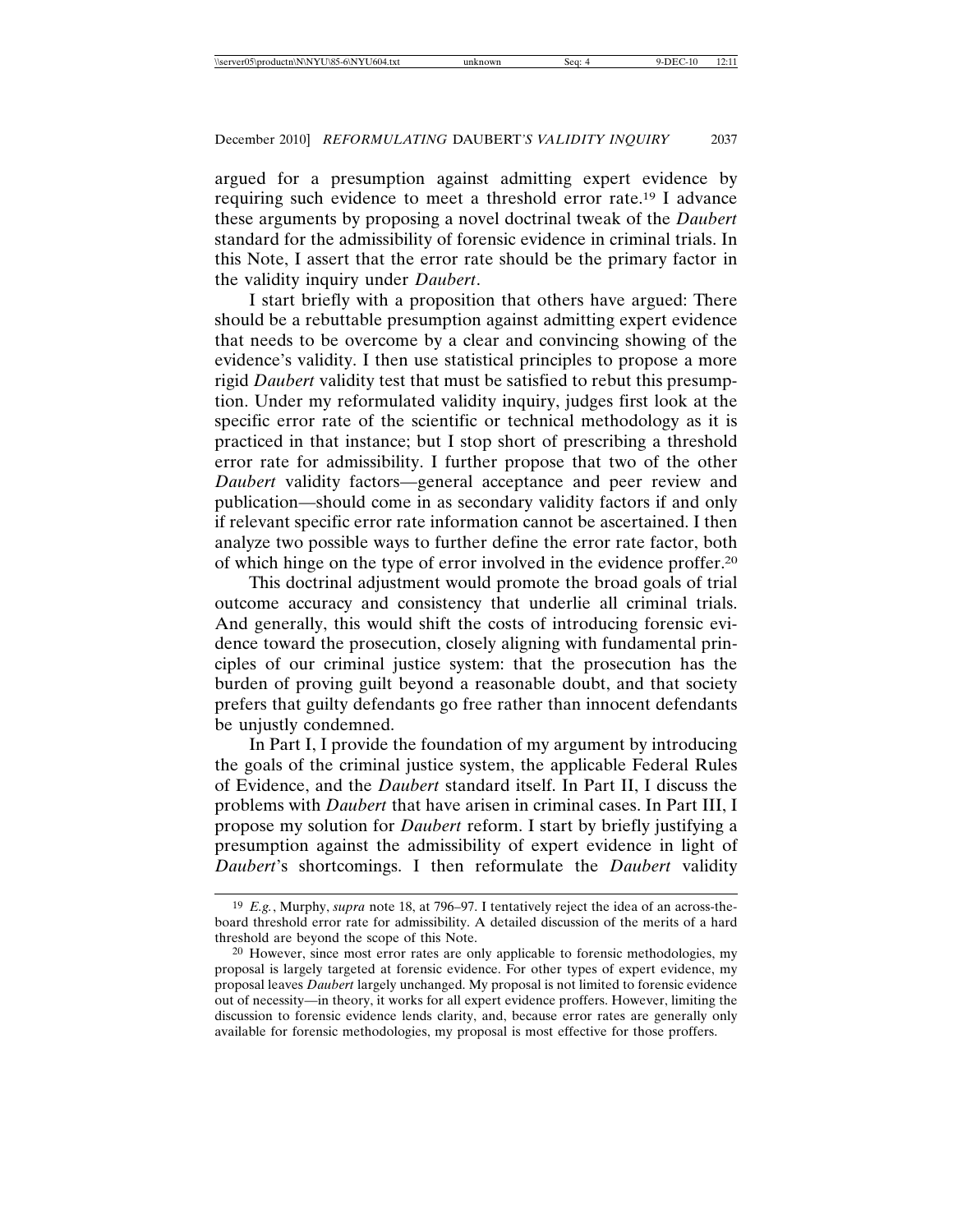argued for a presumption against admitting expert evidence by requiring such evidence to meet a threshold error rate.[19] I advance these arguments by proposing a novel doctrinal tweak of the *Daubert* standard for the admissibility of forensic evidence in criminal trials. In this Note, I assert that the error rate should be the primary factor in the validity inquiry under *Daubert*.

I start briefly with a proposition that others have argued: There should be a rebuttable presumption against admitting expert evidence that needs to be overcome by a clear and convincing showing of the evidence's validity. I then use statistical principles to propose a more rigid *Daubert* validity test that must be satisfied to rebut this presumption. Under my reformulated validity inquiry, judges first look at the specific error rate of the scientific or technical methodology as it is practiced in that instance; but I stop short of prescribing a threshold error rate for admissibility. I further propose that two of the other *Daubert* validity factors—general acceptance and peer review and publication—should come in as secondary validity factors if and only if relevant specific error rate information cannot be ascertained. I then analyze two possible ways to further define the error rate factor, both of which hinge on the type of error involved in the evidence proffer.[20]

This doctrinal adjustment would promote the broad goals of trial outcome accuracy and consistency that underlie all criminal trials. And generally, this would shift the costs of introducing forensic evidence toward the prosecution, closely aligning with fundamental principles of our criminal justice system: that the prosecution has the burden of proving guilt beyond a reasonable doubt, and that society prefers that guilty defendants go free rather than innocent defendants be unjustly condemned.

In Part I, I provide the foundation of my argument by introducing the goals of the criminal justice system, the applicable Federal Rules of Evidence, and the *Daubert* standard itself. In Part II, I discuss the problems with *Daubert* that have arisen in criminal cases. In Part III, I propose my solution for *Daubert* reform. I start by briefly justifying a presumption against the admissibility of expert evidence in light of *Daubert*'s shortcomings. I then reformulate the *Daubert* validity

---

[19] *E.g.*, Murphy, *supra* note 18, at 796–97. I tentatively reject the idea of an across-the-board threshold error rate for admissibility. A detailed discussion of the merits of a hard threshold are beyond the scope of this Note.

[20] However, since most error rates are only applicable to forensic methodologies, my proposal is largely targeted at forensic evidence. For other types of expert evidence, my proposal leaves *Daubert* largely unchanged. My proposal is not limited to forensic evidence out of necessity—in theory, it works for all expert evidence proffers. However, limiting the discussion to forensic evidence lends clarity, and, because error rates are generally only available for forensic methodologies, my proposal is most effective for those proffers.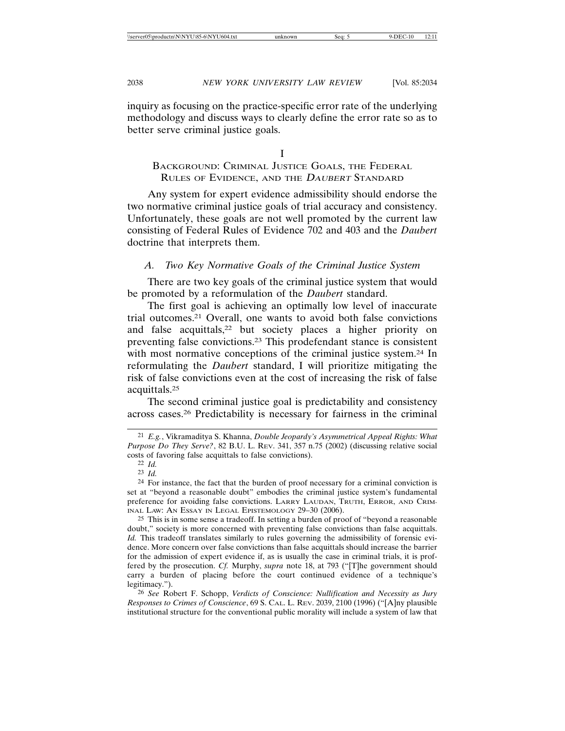inquiry as focusing on the practice-specific error rate of the underlying methodology and discuss ways to clearly define the error rate so as to better serve criminal justice goals.

# I
# Background: Criminal Justice Goals, the Federal Rules of Evidence, and the *Daubert* Standard

Any system for expert evidence admissibility should endorse the two normative criminal justice goals of trial accuracy and consistency. Unfortunately, these goals are not well promoted by the current law consisting of Federal Rules of Evidence 702 and 403 and the *Daubert* doctrine that interprets them.

## *A. Two Key Normative Goals of the Criminal Justice System*

There are two key goals of the criminal justice system that would be promoted by a reformulation of the *Daubert* standard.

The first goal is achieving an optimally low level of inaccurate trial outcomes.[21] Overall, one wants to avoid both false convictions and false acquittals,[22] but society places a higher priority on preventing false convictions.[23] This prodefendant stance is consistent with most normative conceptions of the criminal justice system.[24] In reformulating the *Daubert* standard, I will prioritize mitigating the risk of false convictions even at the cost of increasing the risk of false acquittals.[25]

The second criminal justice goal is predictability and consistency across cases.[26] Predictability is necessary for fairness in the criminal

---

[21] *E.g.*, Vikramaditya S. Khanna, *Double Jeopardy's Asymmetrical Appeal Rights: What Purpose Do They Serve?*, 82 B.U. L. Rev. 341, 357 n.75 (2002) (discussing relative social costs of favoring false acquittals to false convictions).

[22] *Id.*

[23] *Id.*

[24] For instance, the fact that the burden of proof necessary for a criminal conviction is set at "beyond a reasonable doubt" embodies the criminal justice system's fundamental preference for avoiding false convictions. Larry Laudan, Truth, Error, and Criminal Law: An Essay in Legal Epistemology 29–30 (2006).

[25] This is in some sense a tradeoff. In setting a burden of proof of "beyond a reasonable doubt," society is more concerned with preventing false convictions than false acquittals. *Id.* This tradeoff translates similarly to rules governing the admissibility of forensic evidence. More concern over false convictions than false acquittals should increase the barrier for the admission of expert evidence if, as is usually the case in criminal trials, it is proffered by the prosecution. *Cf.* Murphy, *supra* note 18, at 793 ("[T]he government should carry a burden of placing before the court continued evidence of a technique's legitimacy.").

[26] *See* Robert F. Schopp, *Verdicts of Conscience: Nullification and Necessity as Jury Responses to Crimes of Conscience*, 69 S. Cal. L. Rev. 2039, 2100 (1996) ("[A]ny plausible institutional structure for the conventional public morality will include a system of law that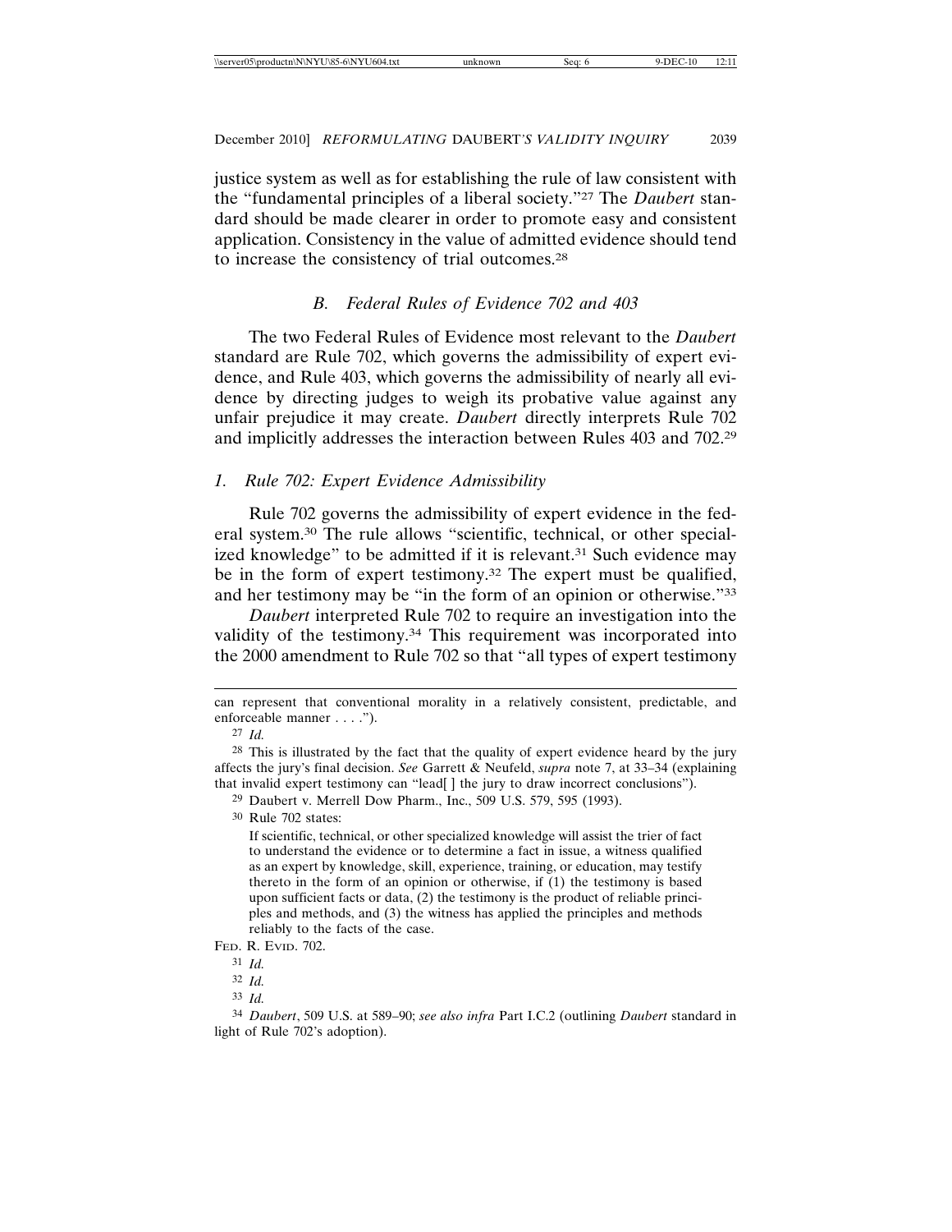justice system as well as for establishing the rule of law consistent with the "fundamental principles of a liberal society."[27] The *Daubert* standard should be made clearer in order to promote easy and consistent application. Consistency in the value of admitted evidence should tend to increase the consistency of trial outcomes.[28]

### *B. Federal Rules of Evidence 702 and 403*

The two Federal Rules of Evidence most relevant to the *Daubert* standard are Rule 702, which governs the admissibility of expert evidence, and Rule 403, which governs the admissibility of nearly all evidence by directing judges to weigh its probative value against any unfair prejudice it may create. *Daubert* directly interprets Rule 702 and implicitly addresses the interaction between Rules 403 and 702.[29]

#### *1. Rule 702: Expert Evidence Admissibility*

Rule 702 governs the admissibility of expert evidence in the federal system.[30] The rule allows "scientific, technical, or other specialized knowledge" to be admitted if it is relevant.[31] Such evidence may be in the form of expert testimony.[32] The expert must be qualified, and her testimony may be "in the form of an opinion or otherwise."[33]

*Daubert* interpreted Rule 702 to require an investigation into the validity of the testimony.[34] This requirement was incorporated into the 2000 amendment to Rule 702 so that "all types of expert testimony

---

can represent that conventional morality in a relatively consistent, predictable, and enforceable manner . . . .").

[27] *Id.*

[28] This is illustrated by the fact that the quality of expert evidence heard by the jury affects the jury's final decision. *See* Garrett & Neufeld, *supra* note 7, at 33–34 (explaining that invalid expert testimony can "lead[ ] the jury to draw incorrect conclusions").

[29] Daubert v. Merrell Dow Pharm., Inc., 509 U.S. 579, 595 (1993).

[30] Rule 702 states:

> If scientific, technical, or other specialized knowledge will assist the trier of fact to understand the evidence or to determine a fact in issue, a witness qualified as an expert by knowledge, skill, experience, training, or education, may testify thereto in the form of an opinion or otherwise, if (1) the testimony is based upon sufficient facts or data, (2) the testimony is the product of reliable principles and methods, and (3) the witness has applied the principles and methods reliably to the facts of the case.

FED. R. EVID. 702.

[31] *Id.*

[32] *Id.*

[33] *Id.*

[34] *Daubert*, 509 U.S. at 589–90; *see also infra* Part I.C.2 (outlining *Daubert* standard in light of Rule 702's adoption).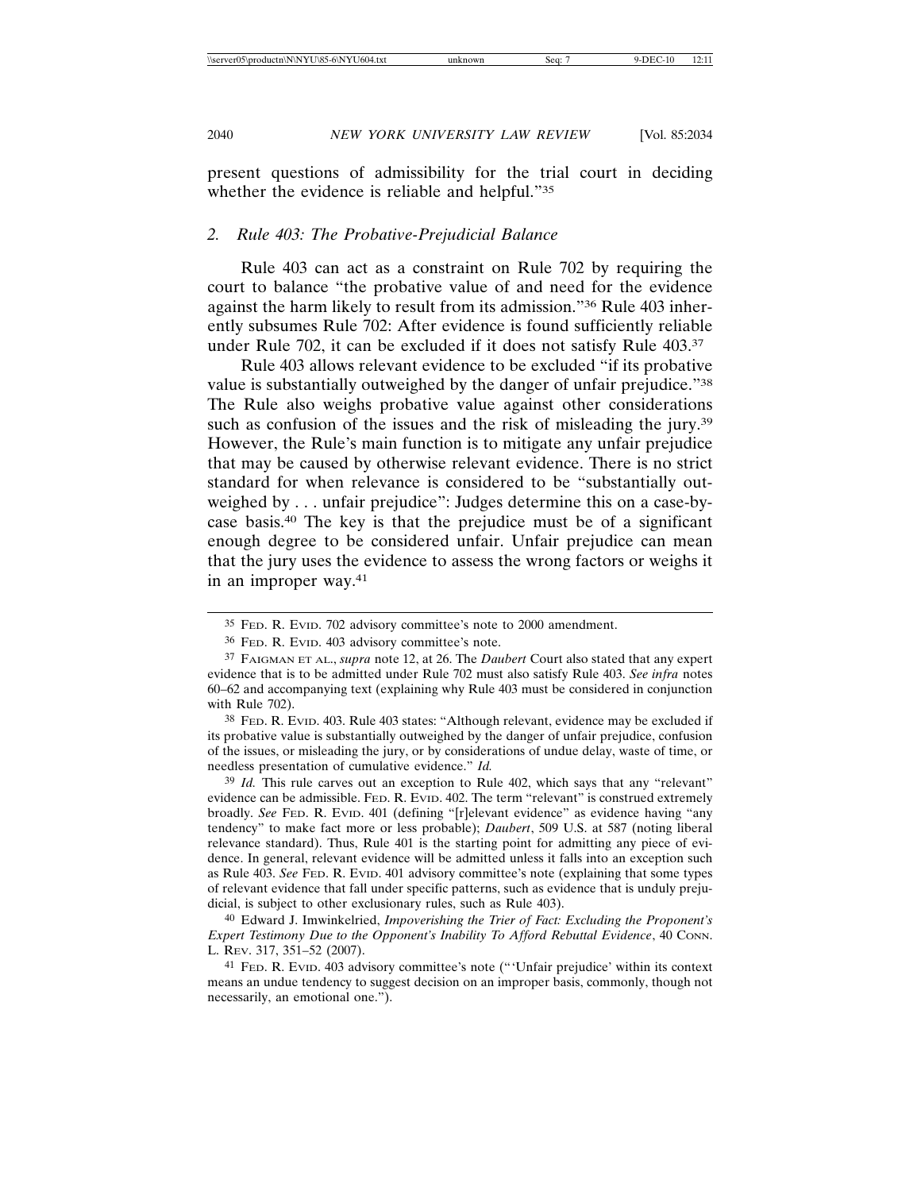present questions of admissibility for the trial court in deciding whether the evidence is reliable and helpful."[35]

### 2. *Rule 403: The Probative-Prejudicial Balance*

Rule 403 can act as a constraint on Rule 702 by requiring the court to balance "the probative value of and need for the evidence against the harm likely to result from its admission."[36] Rule 403 inherently subsumes Rule 702: After evidence is found sufficiently reliable under Rule 702, it can be excluded if it does not satisfy Rule 403.[37]

Rule 403 allows relevant evidence to be excluded "if its probative value is substantially outweighed by the danger of unfair prejudice."[38] The Rule also weighs probative value against other considerations such as confusion of the issues and the risk of misleading the jury.[39] However, the Rule's main function is to mitigate any unfair prejudice that may be caused by otherwise relevant evidence. There is no strict standard for when relevance is considered to be "substantially outweighed by . . . unfair prejudice": Judges determine this on a case-by-case basis.[40] The key is that the prejudice must be of a significant enough degree to be considered unfair. Unfair prejudice can mean that the jury uses the evidence to assess the wrong factors or weighs it in an improper way.[41]

---

[35] FED. R. EVID. 702 advisory committee's note to 2000 amendment.

[36] FED. R. EVID. 403 advisory committee's note.

[37] FAIGMAN ET AL., *supra* note 12, at 26. The *Daubert* Court also stated that any expert evidence that is to be admitted under Rule 702 must also satisfy Rule 403. *See infra* notes 60–62 and accompanying text (explaining why Rule 403 must be considered in conjunction with Rule 702).

[38] FED. R. EVID. 403. Rule 403 states: "Although relevant, evidence may be excluded if its probative value is substantially outweighed by the danger of unfair prejudice, confusion of the issues, or misleading the jury, or by considerations of undue delay, waste of time, or needless presentation of cumulative evidence." *Id.*

[39] *Id.* This rule carves out an exception to Rule 402, which says that any "relevant" evidence can be admissible. FED. R. EVID. 402. The term "relevant" is construed extremely broadly. *See* FED. R. EVID. 401 (defining "[r]elevant evidence" as evidence having "any tendency" to make fact more or less probable); *Daubert*, 509 U.S. at 587 (noting liberal relevance standard). Thus, Rule 401 is the starting point for admitting any piece of evidence. In general, relevant evidence will be admitted unless it falls into an exception such as Rule 403. *See* FED. R. EVID. 401 advisory committee's note (explaining that some types of relevant evidence that fall under specific patterns, such as evidence that is unduly prejudicial, is subject to other exclusionary rules, such as Rule 403).

[40] Edward J. Imwinkelried, *Impoverishing the Trier of Fact: Excluding the Proponent's Expert Testimony Due to the Opponent's Inability To Afford Rebuttal Evidence*, 40 CONN. L. REV. 317, 351–52 (2007).

[41] FED. R. EVID. 403 advisory committee's note ("'Unfair prejudice' within its context means an undue tendency to suggest decision on an improper basis, commonly, though not necessarily, an emotional one.").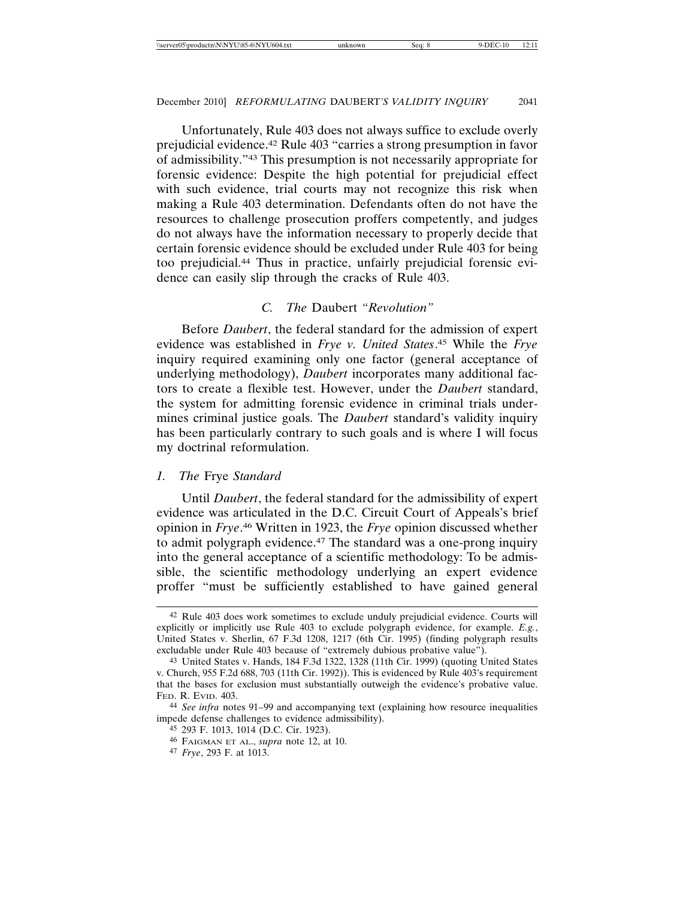Unfortunately, Rule 403 does not always suffice to exclude overly prejudicial evidence.[42] Rule 403 "carries a strong presumption in favor of admissibility."[43] This presumption is not necessarily appropriate for forensic evidence: Despite the high potential for prejudicial effect with such evidence, trial courts may not recognize this risk when making a Rule 403 determination. Defendants often do not have the resources to challenge prosecution proffers competently, and judges do not always have the information necessary to properly decide that certain forensic evidence should be excluded under Rule 403 for being too prejudicial.[44] Thus in practice, unfairly prejudicial forensic evidence can easily slip through the cracks of Rule 403.

### C. *The* Daubert *"Revolution"*

Before *Daubert*, the federal standard for the admission of expert evidence was established in *Frye v. United States*.[45] While the *Frye* inquiry required examining only one factor (general acceptance of underlying methodology), *Daubert* incorporates many additional factors to create a flexible test. However, under the *Daubert* standard, the system for admitting forensic evidence in criminal trials undermines criminal justice goals. The *Daubert* standard's validity inquiry has been particularly contrary to such goals and is where I will focus my doctrinal reformulation.

#### 1. *The* Frye *Standard*

Until *Daubert*, the federal standard for the admissibility of expert evidence was articulated in the D.C. Circuit Court of Appeals's brief opinion in *Frye*.[46] Written in 1923, the *Frye* opinion discussed whether to admit polygraph evidence.[47] The standard was a one-prong inquiry into the general acceptance of a scientific methodology: To be admissible, the scientific methodology underlying an expert evidence proffer "must be sufficiently established to have gained general

---

[42] Rule 403 does work sometimes to exclude unduly prejudicial evidence. Courts will explicitly or implicitly use Rule 403 to exclude polygraph evidence, for example. *E.g.*, United States v. Sherlin, 67 F.3d 1208, 1217 (6th Cir. 1995) (finding polygraph results excludable under Rule 403 because of "extremely dubious probative value").

[43] United States v. Hands, 184 F.3d 1322, 1328 (11th Cir. 1999) (quoting United States v. Church, 955 F.2d 688, 703 (11th Cir. 1992)). This is evidenced by Rule 403's requirement that the bases for exclusion must substantially outweigh the evidence's probative value. FED. R. EVID. 403.

[44] *See infra* notes 91–99 and accompanying text (explaining how resource inequalities impede defense challenges to evidence admissibility).

[45] 293 F. 1013, 1014 (D.C. Cir. 1923).

[46] FAIGMAN ET AL., *supra* note 12, at 10.

[47] *Frye*, 293 F. at 1013.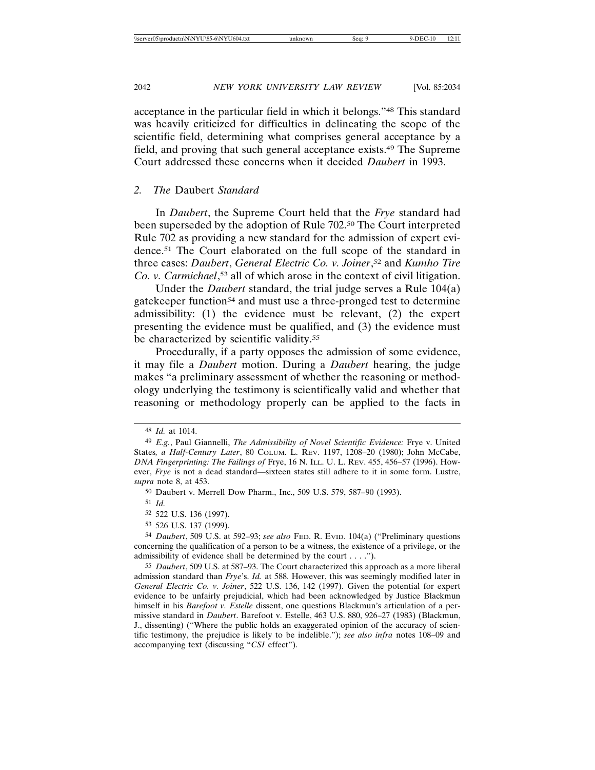acceptance in the particular field in which it belongs."[48] This standard was heavily criticized for difficulties in delineating the scope of the scientific field, determining what comprises general acceptance by a field, and proving that such general acceptance exists.[49] The Supreme Court addressed these concerns when it decided *Daubert* in 1993.

### 2. *The* Daubert *Standard*

In *Daubert*, the Supreme Court held that the *Frye* standard had been superseded by the adoption of Rule 702.[50] The Court interpreted Rule 702 as providing a new standard for the admission of expert evidence.[51] The Court elaborated on the full scope of the standard in three cases: *Daubert*, *General Electric Co. v. Joiner*,[52] and *Kumho Tire Co. v. Carmichael*,[53] all of which arose in the context of civil litigation.

Under the *Daubert* standard, the trial judge serves a Rule 104(a) gatekeeper function[54] and must use a three-pronged test to determine admissibility: (1) the evidence must be relevant, (2) the expert presenting the evidence must be qualified, and (3) the evidence must be characterized by scientific validity.[55]

Procedurally, if a party opposes the admission of some evidence, it may file a *Daubert* motion. During a *Daubert* hearing, the judge makes "a preliminary assessment of whether the reasoning or methodology underlying the testimony is scientifically valid and whether that reasoning or methodology properly can be applied to the facts in

---

48 *Id.* at 1014.

49 *E.g.*, Paul Giannelli, *The Admissibility of Novel Scientific Evidence:* Frye v. United States*, a Half-Century Later*, 80 COLUM. L. REV. 1197, 1208–20 (1980); John McCabe, *DNA Fingerprinting: The Failings of* Frye, 16 N. ILL. U. L. REV. 455, 456–57 (1996). However, *Frye* is not a dead standard—sixteen states still adhere to it in some form. Lustre, *supra* note 8, at 453.

50 Daubert v. Merrell Dow Pharm., Inc., 509 U.S. 579, 587–90 (1993).

51 *Id.*

52 522 U.S. 136 (1997).

53 526 U.S. 137 (1999).

54 *Daubert*, 509 U.S. at 592–93; *see also* FED. R. EVID. 104(a) ("Preliminary questions concerning the qualification of a person to be a witness, the existence of a privilege, or the admissibility of evidence shall be determined by the court . . . .").

55 *Daubert*, 509 U.S. at 587–93. The Court characterized this approach as a more liberal admission standard than *Frye*'s. *Id.* at 588. However, this was seemingly modified later in *General Electric Co. v. Joiner*, 522 U.S. 136, 142 (1997). Given the potential for expert evidence to be unfairly prejudicial, which had been acknowledged by Justice Blackmun himself in his *Barefoot v. Estelle* dissent, one questions Blackmun's articulation of a permissive standard in *Daubert*. Barefoot v. Estelle, 463 U.S. 880, 926–27 (1983) (Blackmun, J., dissenting) ("Where the public holds an exaggerated opinion of the accuracy of scientific testimony, the prejudice is likely to be indelible."); *see also infra* notes 108–09 and accompanying text (discussing "*CSI* effect").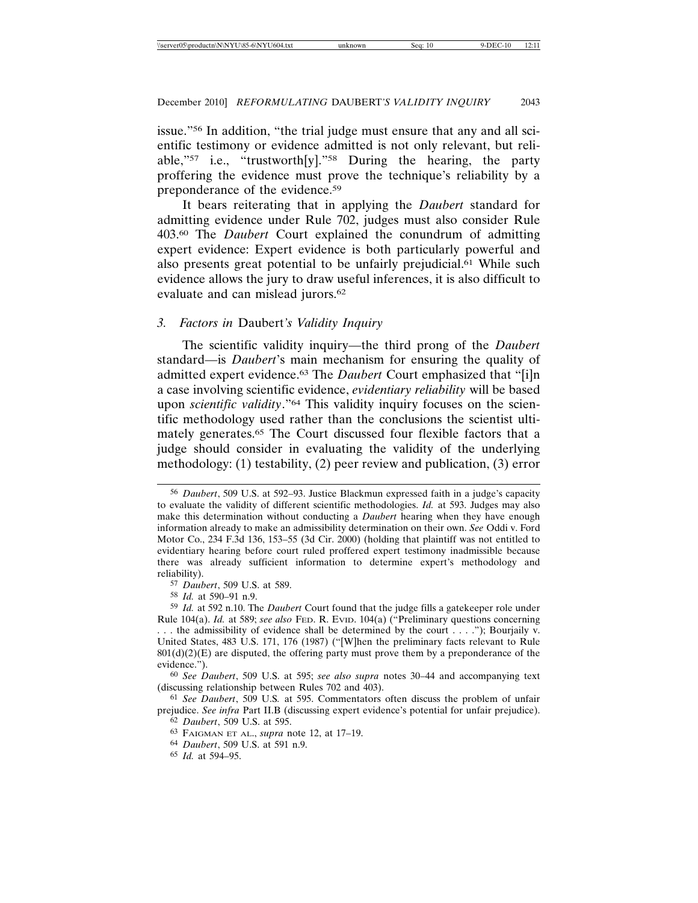issue."[56] In addition, "the trial judge must ensure that any and all scientific testimony or evidence admitted is not only relevant, but reliable,"[57] i.e., "trustworth[y]."[58] During the hearing, the party proffering the evidence must prove the technique's reliability by a preponderance of the evidence.[59]

It bears reiterating that in applying the *Daubert* standard for admitting evidence under Rule 702, judges must also consider Rule 403.[60] The *Daubert* Court explained the conundrum of admitting expert evidence: Expert evidence is both particularly powerful and also presents great potential to be unfairly prejudicial.[61] While such evidence allows the jury to draw useful inferences, it is also difficult to evaluate and can mislead jurors.[62]

### 3. Factors in *Daubert's Validity Inquiry*

The scientific validity inquiry—the third prong of the *Daubert* standard—is *Daubert*'s main mechanism for ensuring the quality of admitted expert evidence.[63] The *Daubert* Court emphasized that "[i]n a case involving scientific evidence, *evidentiary reliability* will be based upon *scientific validity*."[64] This validity inquiry focuses on the scientific methodology used rather than the conclusions the scientist ultimately generates.[65] The Court discussed four flexible factors that a judge should consider in evaluating the validity of the underlying methodology: (1) testability, (2) peer review and publication, (3) error

---

56 *Daubert*, 509 U.S. at 592–93. Justice Blackmun expressed faith in a judge's capacity to evaluate the validity of different scientific methodologies. *Id.* at 593. Judges may also make this determination without conducting a *Daubert* hearing when they have enough information already to make an admissibility determination on their own. *See* Oddi v. Ford Motor Co., 234 F.3d 136, 153–55 (3d Cir. 2000) (holding that plaintiff was not entitled to evidentiary hearing before court ruled proffered expert testimony inadmissible because there was already sufficient information to determine expert's methodology and reliability).

57 *Daubert*, 509 U.S. at 589.

58 *Id.* at 590–91 n.9.

59 *Id.* at 592 n.10. The *Daubert* Court found that the judge fills a gatekeeper role under Rule 104(a). *Id.* at 589; *see also* FED. R. EVID. 104(a) ("Preliminary questions concerning . . . the admissibility of evidence shall be determined by the court . . . ."); Bourjaily v. United States, 483 U.S. 171, 176 (1987) ("[W]hen the preliminary facts relevant to Rule 801(d)(2)(E) are disputed, the offering party must prove them by a preponderance of the evidence.").

60 *See Daubert*, 509 U.S. at 595; *see also supra* notes 30–44 and accompanying text (discussing relationship between Rules 702 and 403).

61 *See Daubert*, 509 U.S. at 595. Commentators often discuss the problem of unfair prejudice. *See infra* Part II.B (discussing expert evidence's potential for unfair prejudice).

62 *Daubert*, 509 U.S. at 595.

63 FAIGMAN ET AL., *supra* note 12, at 17–19.

64 *Daubert*, 509 U.S. at 591 n.9.

65 *Id.* at 594–95.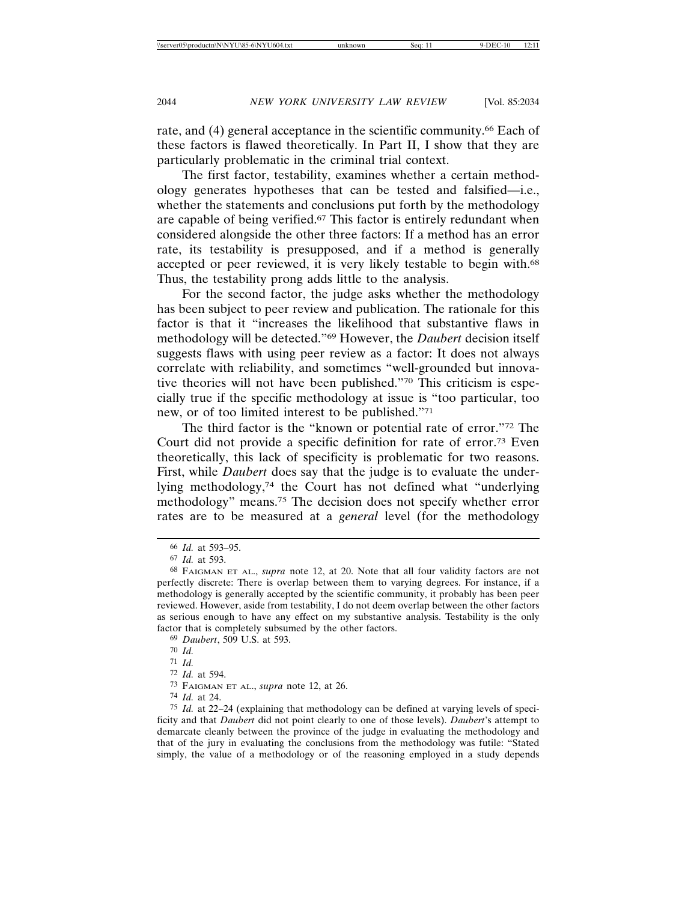rate, and (4) general acceptance in the scientific community.[66] Each of these factors is flawed theoretically. In Part II, I show that they are particularly problematic in the criminal trial context.

The first factor, testability, examines whether a certain methodology generates hypotheses that can be tested and falsified—i.e., whether the statements and conclusions put forth by the methodology are capable of being verified.[67] This factor is entirely redundant when considered alongside the other three factors: If a method has an error rate, its testability is presupposed, and if a method is generally accepted or peer reviewed, it is very likely testable to begin with.[68] Thus, the testability prong adds little to the analysis.

For the second factor, the judge asks whether the methodology has been subject to peer review and publication. The rationale for this factor is that it "increases the likelihood that substantive flaws in methodology will be detected."[69] However, the *Daubert* decision itself suggests flaws with using peer review as a factor: It does not always correlate with reliability, and sometimes "well-grounded but innovative theories will not have been published."[70] This criticism is especially true if the specific methodology at issue is "too particular, too new, or of too limited interest to be published."[71]

The third factor is the "known or potential rate of error."[72] The Court did not provide a specific definition for rate of error.[73] Even theoretically, this lack of specificity is problematic for two reasons. First, while *Daubert* does say that the judge is to evaluate the underlying methodology,[74] the Court has not defined what "underlying methodology" means.[75] The decision does not specify whether error rates are to be measured at a *general* level (for the methodology

---

66 *Id.* at 593–95.

67 *Id.* at 593.

68 FAIGMAN ET AL., *supra* note 12, at 20. Note that all four validity factors are not perfectly discrete: There is overlap between them to varying degrees. For instance, if a methodology is generally accepted by the scientific community, it probably has been peer reviewed. However, aside from testability, I do not deem overlap between the other factors as serious enough to have any effect on my substantive analysis. Testability is the only factor that is completely subsumed by the other factors.

69 *Daubert*, 509 U.S. at 593.

70 *Id.*

71 *Id.*

72 *Id.* at 594.

73 FAIGMAN ET AL., *supra* note 12, at 26.

74 *Id.* at 24.

75 *Id.* at 22–24 (explaining that methodology can be defined at varying levels of specificity and that *Daubert* did not point clearly to one of those levels). *Daubert*'s attempt to demarcate cleanly between the province of the judge in evaluating the methodology and that of the jury in evaluating the conclusions from the methodology was futile: "Stated simply, the value of a methodology or of the reasoning employed in a study depends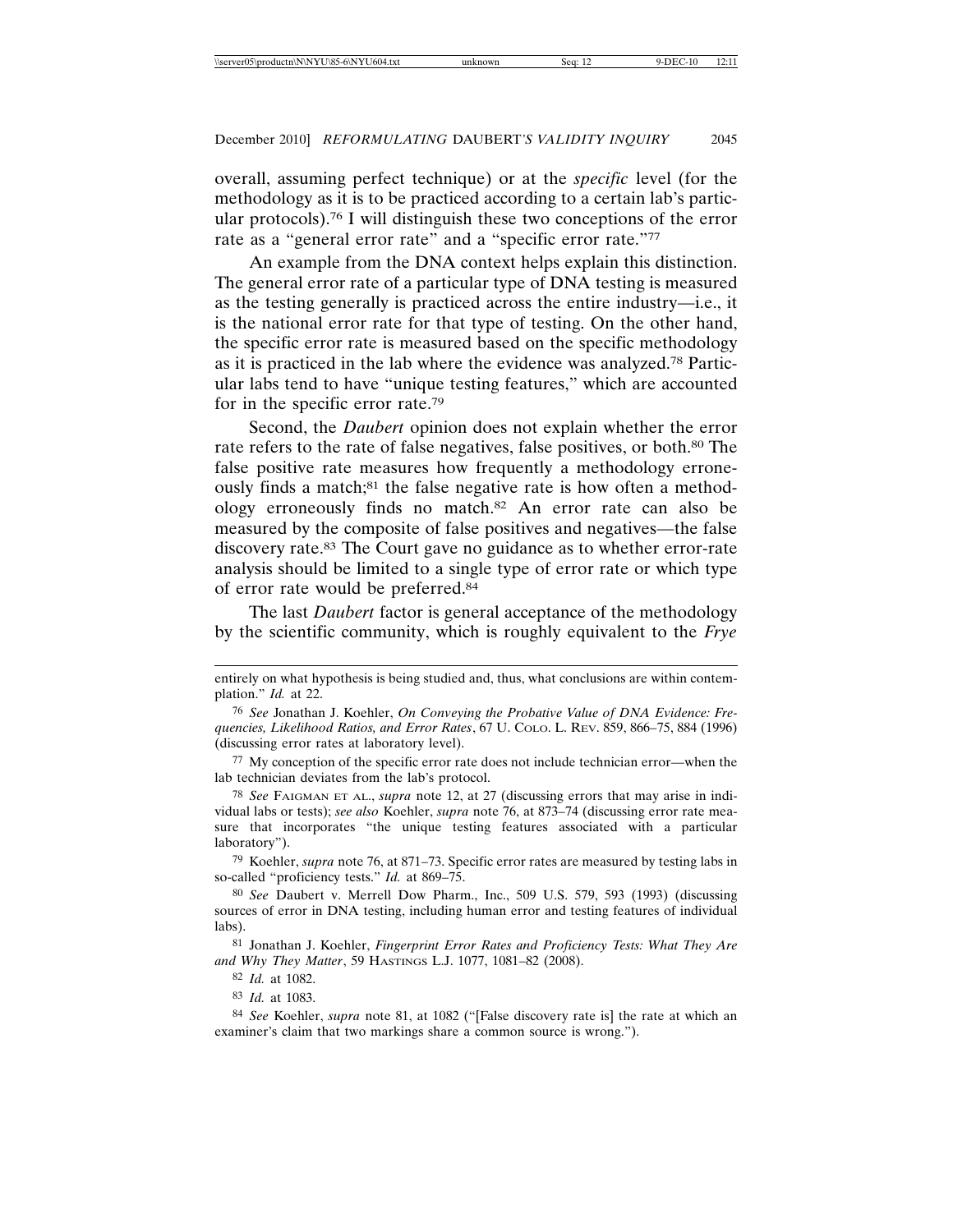overall, assuming perfect technique) or at the *specific* level (for the methodology as it is to be practiced according to a certain lab's particular protocols).[76] I will distinguish these two conceptions of the error rate as a "general error rate" and a "specific error rate."[77]

An example from the DNA context helps explain this distinction. The general error rate of a particular type of DNA testing is measured as the testing generally is practiced across the entire industry—i.e., it is the national error rate for that type of testing. On the other hand, the specific error rate is measured based on the specific methodology as it is practiced in the lab where the evidence was analyzed.[78] Particular labs tend to have "unique testing features," which are accounted for in the specific error rate.[79]

Second, the *Daubert* opinion does not explain whether the error rate refers to the rate of false negatives, false positives, or both.[80] The false positive rate measures how frequently a methodology erroneously finds a match;[81] the false negative rate is how often a methodology erroneously finds no match.[82] An error rate can also be measured by the composite of false positives and negatives—the false discovery rate.[83] The Court gave no guidance as to whether error-rate analysis should be limited to a single type of error rate or which type of error rate would be preferred.[84]

The last *Daubert* factor is general acceptance of the methodology by the scientific community, which is roughly equivalent to the *Frye*

---

entirely on what hypothesis is being studied and, thus, what conclusions are within contemplation." *Id.* at 22.

[76] *See* Jonathan J. Koehler, *On Conveying the Probative Value of DNA Evidence: Frequencies, Likelihood Ratios, and Error Rates*, 67 U. COLO. L. REV. 859, 866–75, 884 (1996) (discussing error rates at laboratory level).

[77] My conception of the specific error rate does not include technician error—when the lab technician deviates from the lab's protocol.

[78] *See* FAIGMAN ET AL., *supra* note 12, at 27 (discussing errors that may arise in individual labs or tests); *see also* Koehler, *supra* note 76, at 873–74 (discussing error rate measure that incorporates "the unique testing features associated with a particular laboratory").

[79] Koehler, *supra* note 76, at 871–73. Specific error rates are measured by testing labs in so-called "proficiency tests." *Id.* at 869–75.

[80] *See* Daubert v. Merrell Dow Pharm., Inc., 509 U.S. 579, 593 (1993) (discussing sources of error in DNA testing, including human error and testing features of individual labs).

[81] Jonathan J. Koehler, *Fingerprint Error Rates and Proficiency Tests: What They Are and Why They Matter*, 59 HASTINGS L.J. 1077, 1081–82 (2008).

[82] *Id.* at 1082.

[83] *Id.* at 1083.

[84] *See* Koehler, *supra* note 81, at 1082 ("[False discovery rate is] the rate at which an examiner's claim that two markings share a common source is wrong.").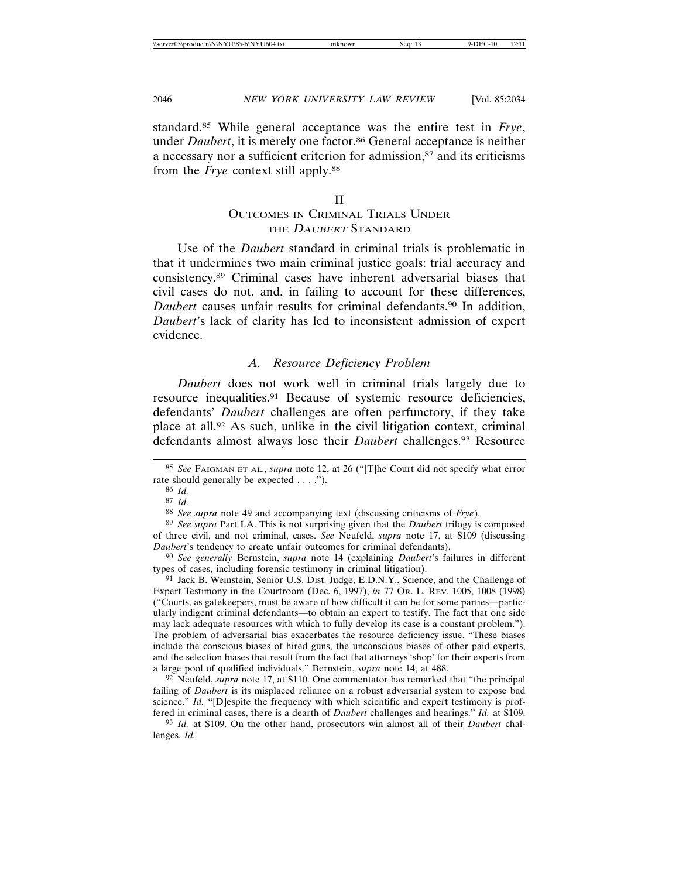standard.[85] While general acceptance was the entire test in *Frye*, under *Daubert*, it is merely one factor.[86] General acceptance is neither a necessary nor a sufficient criterion for admission,[87] and its criticisms from the *Frye* context still apply.[88]

## II
## Outcomes in Criminal Trials Under the *Daubert* Standard

Use of the *Daubert* standard in criminal trials is problematic in that it undermines two main criminal justice goals: trial accuracy and consistency.[89] Criminal cases have inherent adversarial biases that civil cases do not, and, in failing to account for these differences, *Daubert* causes unfair results for criminal defendants.[90] In addition, *Daubert*'s lack of clarity has led to inconsistent admission of expert evidence.

### *A. Resource Deficiency Problem*

*Daubert* does not work well in criminal trials largely due to resource inequalities.[91] Because of systemic resource deficiencies, defendants' *Daubert* challenges are often perfunctory, if they take place at all.[92] As such, unlike in the civil litigation context, criminal defendants almost always lose their *Daubert* challenges.[93] Resource

---

85 *See* Faigman et al., *supra* note 12, at 26 ("[T]he Court did not specify what error rate should generally be expected . . . .").

86 *Id.*

87 *Id.*

88 *See supra* note 49 and accompanying text (discussing criticisms of *Frye*).

89 *See supra* Part I.A. This is not surprising given that the *Daubert* trilogy is composed of three civil, and not criminal, cases. *See* Neufeld, *supra* note 17, at S109 (discussing *Daubert*'s tendency to create unfair outcomes for criminal defendants).

90 *See generally* Bernstein, *supra* note 14 (explaining *Daubert*'s failures in different types of cases, including forensic testimony in criminal litigation).

91 Jack B. Weinstein, Senior U.S. Dist. Judge, E.D.N.Y., Science, and the Challenge of Expert Testimony in the Courtroom (Dec. 6, 1997), *in* 77 Or. L. Rev. 1005, 1008 (1998) ("Courts, as gatekeepers, must be aware of how difficult it can be for some parties—particularly indigent criminal defendants—to obtain an expert to testify. The fact that one side may lack adequate resources with which to fully develop its case is a constant problem."). The problem of adversarial bias exacerbates the resource deficiency issue. "These biases include the conscious biases of hired guns, the unconscious biases of other paid experts, and the selection biases that result from the fact that attorneys 'shop' for their experts from a large pool of qualified individuals." Bernstein, *supra* note 14, at 488.

92 Neufeld, *supra* note 17, at S110. One commentator has remarked that "the principal failing of *Daubert* is its misplaced reliance on a robust adversarial system to expose bad science." *Id.* "[D]espite the frequency with which scientific and expert testimony is proffered in criminal cases, there is a dearth of *Daubert* challenges and hearings." *Id.* at S109.

93 *Id.* at S109. On the other hand, prosecutors win almost all of their *Daubert* challenges. *Id.*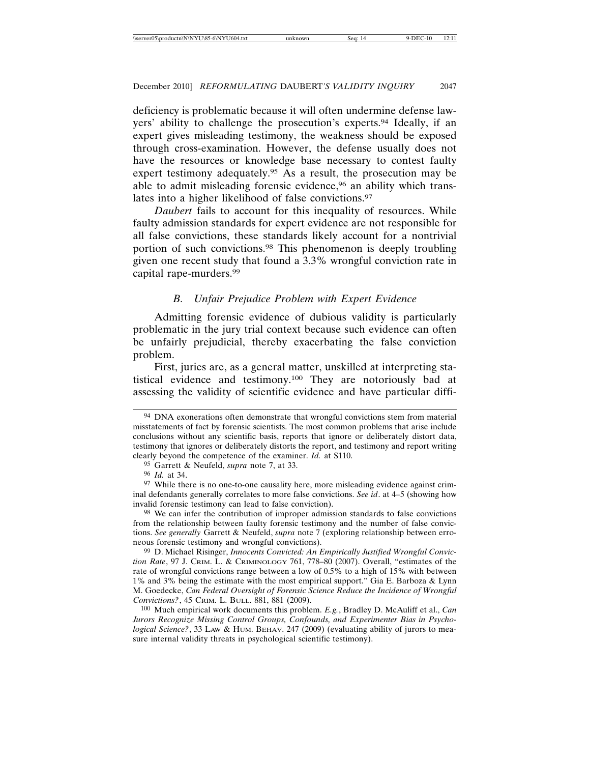deficiency is problematic because it will often undermine defense lawyers' ability to challenge the prosecution's experts.[94] Ideally, if an expert gives misleading testimony, the weakness should be exposed through cross-examination. However, the defense usually does not have the resources or knowledge base necessary to contest faulty expert testimony adequately.[95] As a result, the prosecution may be able to admit misleading forensic evidence,[96] an ability which translates into a higher likelihood of false convictions.[97]

*Daubert* fails to account for this inequality of resources. While faulty admission standards for expert evidence are not responsible for all false convictions, these standards likely account for a nontrivial portion of such convictions.[98] This phenomenon is deeply troubling given one recent study that found a 3.3% wrongful conviction rate in capital rape-murders.[99]

### *B. Unfair Prejudice Problem with Expert Evidence*

Admitting forensic evidence of dubious validity is particularly problematic in the jury trial context because such evidence can often be unfairly prejudicial, thereby exacerbating the false conviction problem.

First, juries are, as a general matter, unskilled at interpreting statistical evidence and testimony.[100] They are notoriously bad at assessing the validity of scientific evidence and have particular diffi-

---

[94] DNA exonerations often demonstrate that wrongful convictions stem from material misstatements of fact by forensic scientists. The most common problems that arise include conclusions without any scientific basis, reports that ignore or deliberately distort data, testimony that ignores or deliberately distorts the report, and testimony and report writing clearly beyond the competence of the examiner. *Id.* at S110.

[95] Garrett & Neufeld, *supra* note 7, at 33.

[96] *Id.* at 34.

[97] While there is no one-to-one causality here, more misleading evidence against criminal defendants generally correlates to more false convictions. *See id*. at 4–5 (showing how invalid forensic testimony can lead to false conviction).

[98] We can infer the contribution of improper admission standards to false convictions from the relationship between faulty forensic testimony and the number of false convictions. *See generally* Garrett & Neufeld, *supra* note 7 (exploring relationship between erroneous forensic testimony and wrongful convictions).

[99] D. Michael Risinger, *Innocents Convicted: An Empirically Justified Wrongful Conviction Rate*, 97 J. CRIM. L. & CRIMINOLOGY 761, 778–80 (2007). Overall, "estimates of the rate of wrongful convictions range between a low of 0.5% to a high of 15% with between 1% and 3% being the estimate with the most empirical support." Gia E. Barboza & Lynn M. Goedecke, *Can Federal Oversight of Forensic Science Reduce the Incidence of Wrongful Convictions?*, 45 CRIM. L. BULL. 881, 881 (2009).

[100] Much empirical work documents this problem. *E.g.*, Bradley D. McAuliff et al., *Can Jurors Recognize Missing Control Groups, Confounds, and Experimenter Bias in Psychological Science?*, 33 LAW & HUM. BEHAV. 247 (2009) (evaluating ability of jurors to measure internal validity threats in psychological scientific testimony).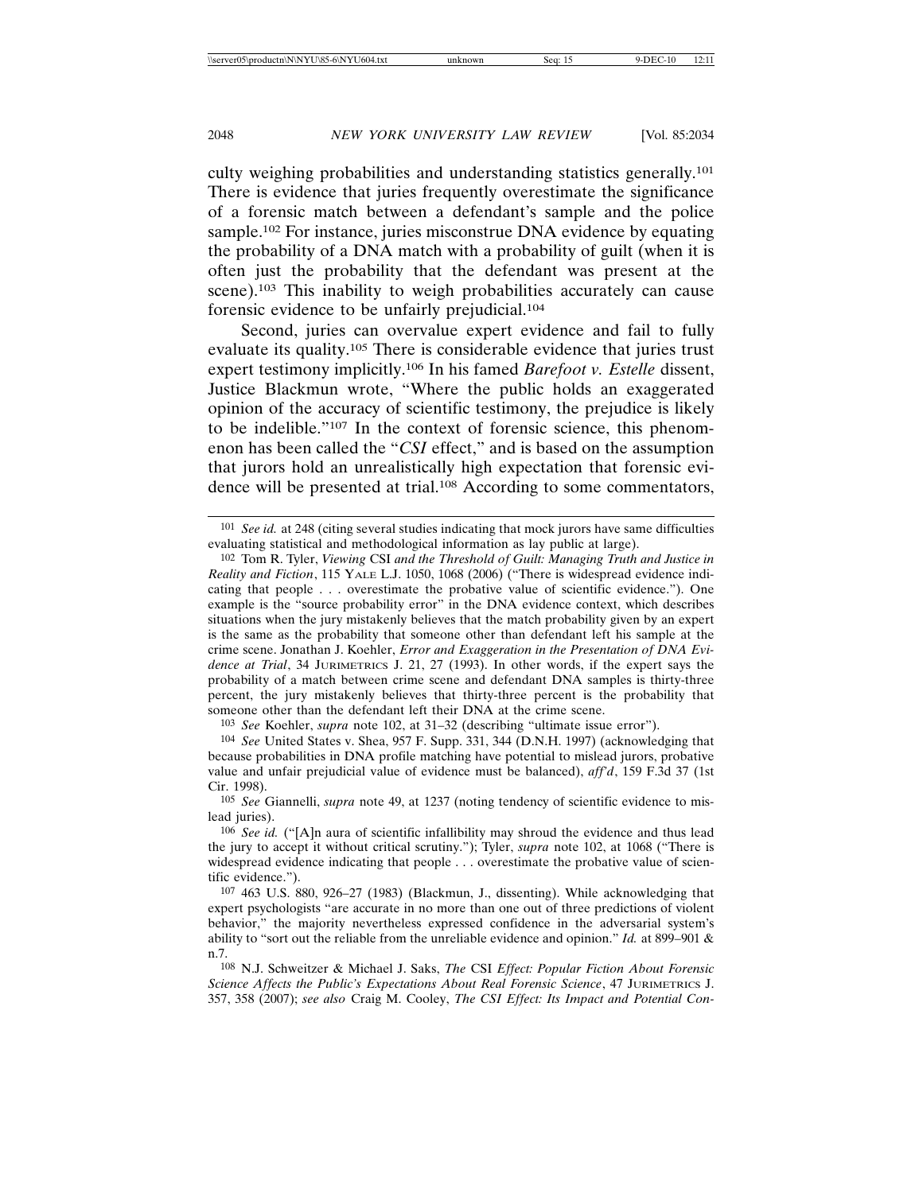culty weighing probabilities and understanding statistics generally.[101] There is evidence that juries frequently overestimate the significance of a forensic match between a defendant's sample and the police sample.[102] For instance, juries misconstrue DNA evidence by equating the probability of a DNA match with a probability of guilt (when it is often just the probability that the defendant was present at the scene).[103] This inability to weigh probabilities accurately can cause forensic evidence to be unfairly prejudicial.[104]

Second, juries can overvalue expert evidence and fail to fully evaluate its quality.[105] There is considerable evidence that juries trust expert testimony implicitly.[106] In his famed *Barefoot v. Estelle* dissent, Justice Blackmun wrote, "Where the public holds an exaggerated opinion of the accuracy of scientific testimony, the prejudice is likely to be indelible."[107] In the context of forensic science, this phenomenon has been called the "*CSI* effect," and is based on the assumption that jurors hold an unrealistically high expectation that forensic evidence will be presented at trial.[108] According to some commentators,

---

[101] *See id.* at 248 (citing several studies indicating that mock jurors have same difficulties evaluating statistical and methodological information as lay public at large).

[102] Tom R. Tyler, *Viewing* CSI *and the Threshold of Guilt: Managing Truth and Justice in Reality and Fiction*, 115 YALE L.J. 1050, 1068 (2006) ("There is widespread evidence indicating that people . . . overestimate the probative value of scientific evidence."). One example is the "source probability error" in the DNA evidence context, which describes situations when the jury mistakenly believes that the match probability given by an expert is the same as the probability that someone other than defendant left his sample at the crime scene. Jonathan J. Koehler, *Error and Exaggeration in the Presentation of DNA Evidence at Trial*, 34 JURIMETRICS J. 21, 27 (1993). In other words, if the expert says the probability of a match between crime scene and defendant DNA samples is thirty-three percent, the jury mistakenly believes that thirty-three percent is the probability that someone other than the defendant left their DNA at the crime scene.

[103] *See* Koehler, *supra* note 102, at 31–32 (describing "ultimate issue error").

[104] *See* United States v. Shea, 957 F. Supp. 331, 344 (D.N.H. 1997) (acknowledging that because probabilities in DNA profile matching have potential to mislead jurors, probative value and unfair prejudicial value of evidence must be balanced), *aff'd*, 159 F.3d 37 (1st Cir. 1998).

[105] *See* Giannelli, *supra* note 49, at 1237 (noting tendency of scientific evidence to mislead juries).

[106] *See id.* ("[A]n aura of scientific infallibility may shroud the evidence and thus lead the jury to accept it without critical scrutiny."); Tyler, *supra* note 102, at 1068 ("There is widespread evidence indicating that people . . . overestimate the probative value of scientific evidence.").

[107] 463 U.S. 880, 926–27 (1983) (Blackmun, J., dissenting). While acknowledging that expert psychologists "are accurate in no more than one out of three predictions of violent behavior," the majority nevertheless expressed confidence in the adversarial system's ability to "sort out the reliable from the unreliable evidence and opinion." *Id.* at 899–901 & n.7.

[108] N.J. Schweitzer & Michael J. Saks, *The* CSI *Effect: Popular Fiction About Forensic Science Affects the Public's Expectations About Real Forensic Science*, 47 JURIMETRICS J. 357, 358 (2007); *see also* Craig M. Cooley, *The CSI Effect: Its Impact and Potential Con-*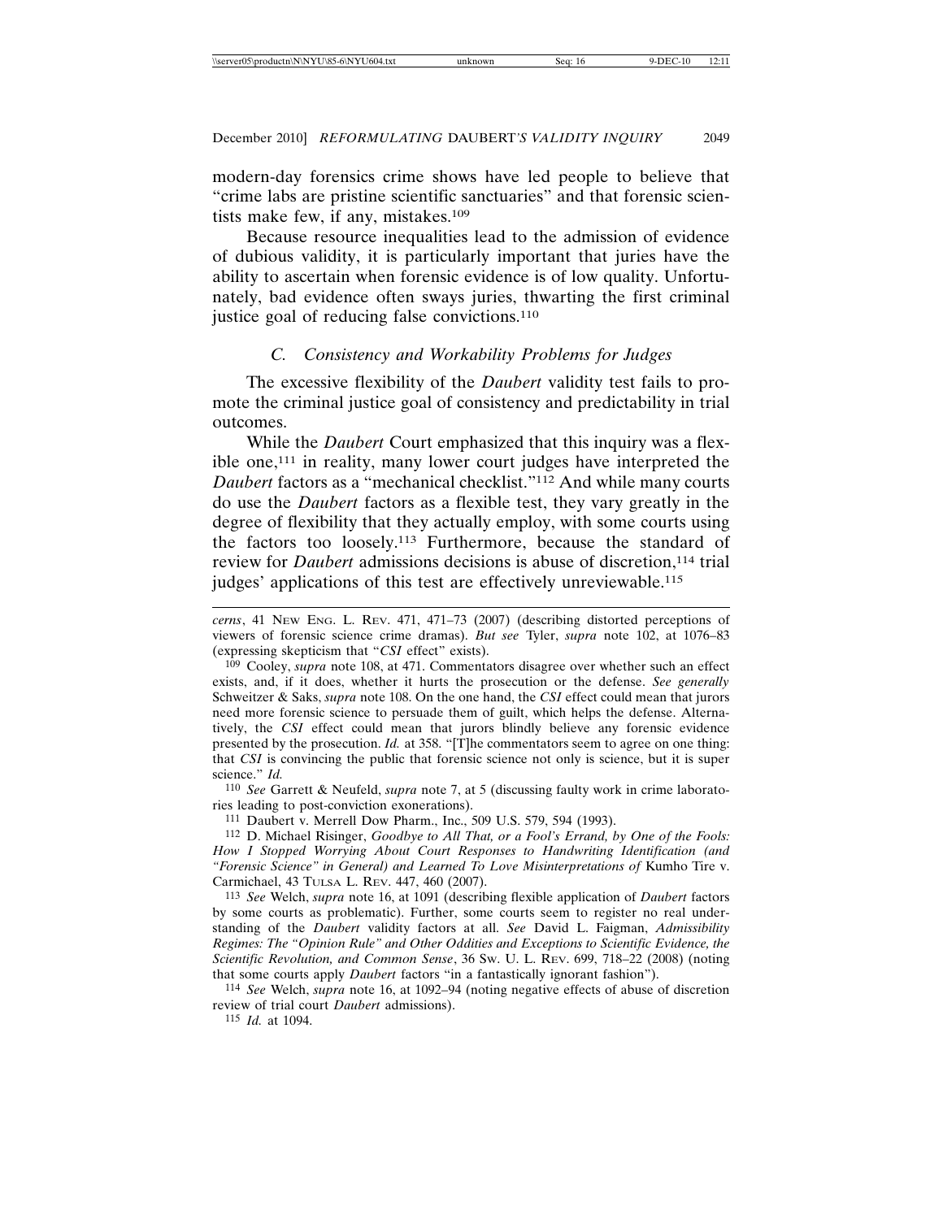modern-day forensics crime shows have led people to believe that "crime labs are pristine scientific sanctuaries" and that forensic scientists make few, if any, mistakes.[109]

Because resource inequalities lead to the admission of evidence of dubious validity, it is particularly important that juries have the ability to ascertain when forensic evidence is of low quality. Unfortunately, bad evidence often sways juries, thwarting the first criminal justice goal of reducing false convictions.[110]

### C. Consistency and Workability Problems for Judges

The excessive flexibility of the *Daubert* validity test fails to promote the criminal justice goal of consistency and predictability in trial outcomes.

While the *Daubert* Court emphasized that this inquiry was a flexible one,[111] in reality, many lower court judges have interpreted the *Daubert* factors as a "mechanical checklist."[112] And while many courts do use the *Daubert* factors as a flexible test, they vary greatly in the degree of flexibility that they actually employ, with some courts using the factors too loosely.[113] Furthermore, because the standard of review for *Daubert* admissions decisions is abuse of discretion,[114] trial judges' applications of this test are effectively unreviewable.[115]

---

*cerns*, 41 NEW ENG. L. REV. 471, 471–73 (2007) (describing distorted perceptions of viewers of forensic science crime dramas). *But see* Tyler, *supra* note 102, at 1076–83 (expressing skepticism that "*CSI* effect" exists).

[109] Cooley, *supra* note 108, at 471. Commentators disagree over whether such an effect exists, and, if it does, whether it hurts the prosecution or the defense. *See generally* Schweitzer & Saks, *supra* note 108. On the one hand, the *CSI* effect could mean that jurors need more forensic science to persuade them of guilt, which helps the defense. Alternatively, the *CSI* effect could mean that jurors blindly believe any forensic evidence presented by the prosecution. *Id.* at 358. "[T]he commentators seem to agree on one thing: that *CSI* is convincing the public that forensic science not only is science, but it is super science." *Id.*

[110] *See* Garrett & Neufeld, *supra* note 7, at 5 (discussing faulty work in crime laboratories leading to post-conviction exonerations).

[111] Daubert v. Merrell Dow Pharm., Inc., 509 U.S. 579, 594 (1993).

[112] D. Michael Risinger, *Goodbye to All That, or a Fool's Errand, by One of the Fools: How I Stopped Worrying About Court Responses to Handwriting Identification (and "Forensic Science" in General) and Learned To Love Misinterpretations of* Kumho Tire v. Carmichael, 43 TULSA L. REV. 447, 460 (2007).

[113] *See* Welch, *supra* note 16, at 1091 (describing flexible application of *Daubert* factors by some courts as problematic). Further, some courts seem to register no real understanding of the *Daubert* validity factors at all. *See* David L. Faigman, *Admissibility Regimes: The "Opinion Rule" and Other Oddities and Exceptions to Scientific Evidence, the Scientific Revolution, and Common Sense*, 36 SW. U. L. REV. 699, 718–22 (2008) (noting that some courts apply *Daubert* factors "in a fantastically ignorant fashion").

[114] *See* Welch, *supra* note 16, at 1092–94 (noting negative effects of abuse of discretion review of trial court *Daubert* admissions).

[115] *Id.* at 1094.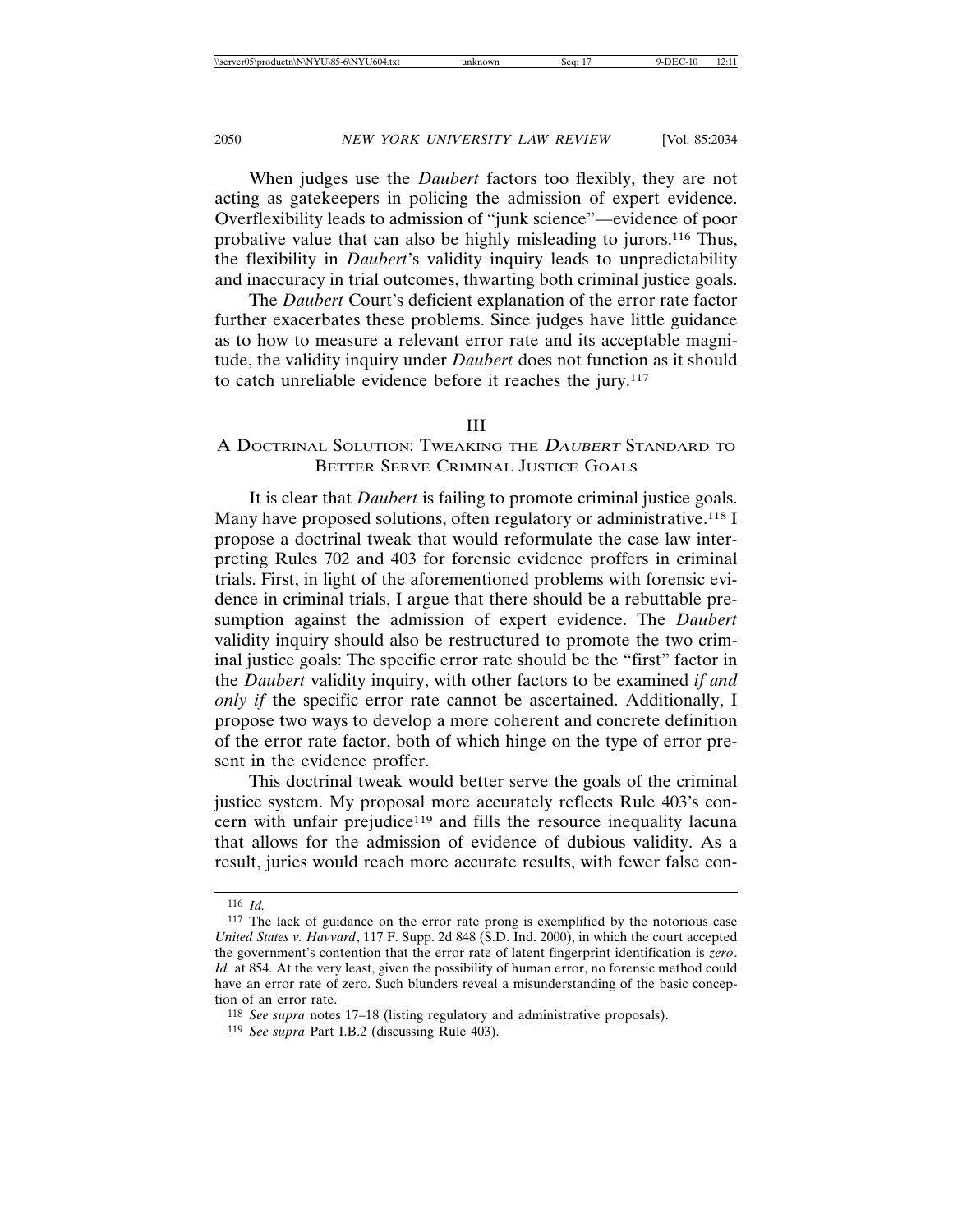When judges use the *Daubert* factors too flexibly, they are not acting as gatekeepers in policing the admission of expert evidence. Overflexibility leads to admission of "junk science"—evidence of poor probative value that can also be highly misleading to jurors.[116] Thus, the flexibility in *Daubert*'s validity inquiry leads to unpredictability and inaccuracy in trial outcomes, thwarting both criminal justice goals.

The *Daubert* Court's deficient explanation of the error rate factor further exacerbates these problems. Since judges have little guidance as to how to measure a relevant error rate and its acceptable magnitude, the validity inquiry under *Daubert* does not function as it should to catch unreliable evidence before it reaches the jury.[117]

## III
## A Doctrinal Solution: Tweaking the *Daubert* Standard to Better Serve Criminal Justice Goals

It is clear that *Daubert* is failing to promote criminal justice goals. Many have proposed solutions, often regulatory or administrative.[118] I propose a doctrinal tweak that would reformulate the case law interpreting Rules 702 and 403 for forensic evidence proffers in criminal trials. First, in light of the aforementioned problems with forensic evidence in criminal trials, I argue that there should be a rebuttable presumption against the admission of expert evidence. The *Daubert* validity inquiry should also be restructured to promote the two criminal justice goals: The specific error rate should be the "first" factor in the *Daubert* validity inquiry, with other factors to be examined *if and only if* the specific error rate cannot be ascertained. Additionally, I propose two ways to develop a more coherent and concrete definition of the error rate factor, both of which hinge on the type of error present in the evidence proffer.

This doctrinal tweak would better serve the goals of the criminal justice system. My proposal more accurately reflects Rule 403's concern with unfair prejudice[119] and fills the resource inequality lacuna that allows for the admission of evidence of dubious validity. As a result, juries would reach more accurate results, with fewer false con-

---

[116] *Id.*

[117] The lack of guidance on the error rate prong is exemplified by the notorious case *United States v. Havvard*, 117 F. Supp. 2d 848 (S.D. Ind. 2000), in which the court accepted the government's contention that the error rate of latent fingerprint identification is *zero*. *Id.* at 854. At the very least, given the possibility of human error, no forensic method could have an error rate of zero. Such blunders reveal a misunderstanding of the basic conception of an error rate.

[118] *See supra* notes 17–18 (listing regulatory and administrative proposals).

[119] *See supra* Part I.B.2 (discussing Rule 403).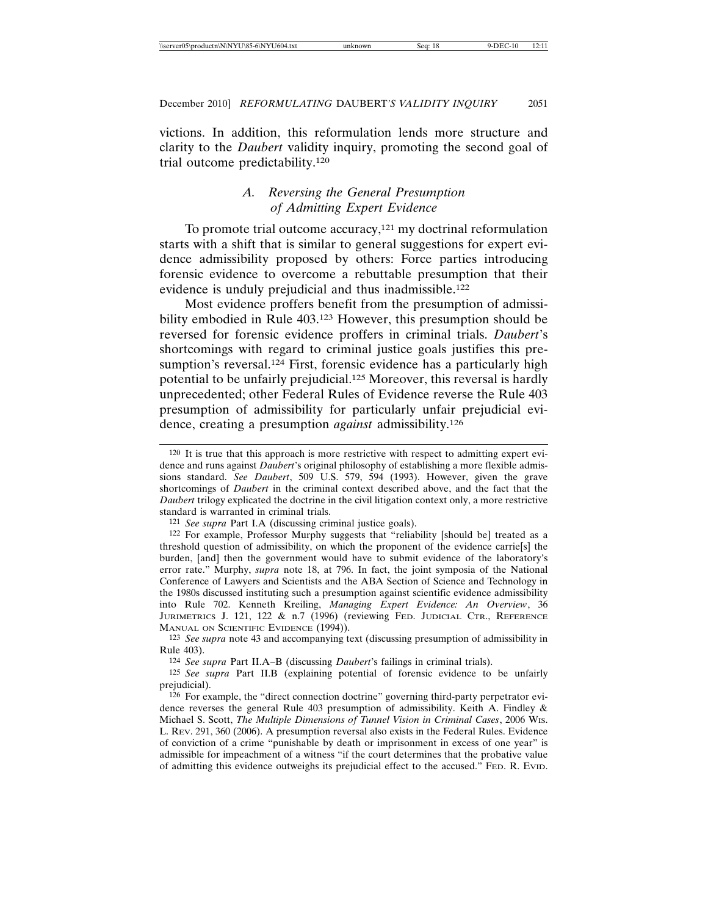victions. In addition, this reformulation lends more structure and clarity to the *Daubert* validity inquiry, promoting the second goal of trial outcome predictability.[120]

### A. Reversing the General Presumption of Admitting Expert Evidence

To promote trial outcome accuracy,[121] my doctrinal reformulation starts with a shift that is similar to general suggestions for expert evidence admissibility proposed by others: Force parties introducing forensic evidence to overcome a rebuttable presumption that their evidence is unduly prejudicial and thus inadmissible.[122]

Most evidence proffers benefit from the presumption of admissibility embodied in Rule 403.[123] However, this presumption should be reversed for forensic evidence proffers in criminal trials. *Daubert*'s shortcomings with regard to criminal justice goals justifies this presumption's reversal.[124] First, forensic evidence has a particularly high potential to be unfairly prejudicial.[125] Moreover, this reversal is hardly unprecedented; other Federal Rules of Evidence reverse the Rule 403 presumption of admissibility for particularly unfair prejudicial evidence, creating a presumption *against* admissibility.[126]

---

[120] It is true that this approach is more restrictive with respect to admitting expert evidence and runs against *Daubert*'s original philosophy of establishing a more flexible admissions standard. *See Daubert*, 509 U.S. 579, 594 (1993). However, given the grave shortcomings of *Daubert* in the criminal context described above, and the fact that the *Daubert* trilogy explicated the doctrine in the civil litigation context only, a more restrictive standard is warranted in criminal trials.

[121] *See supra* Part I.A (discussing criminal justice goals).

[122] For example, Professor Murphy suggests that "reliability [should be] treated as a threshold question of admissibility, on which the proponent of the evidence carrie[s] the burden, [and] then the government would have to submit evidence of the laboratory's error rate." Murphy, *supra* note 18, at 796. In fact, the joint symposia of the National Conference of Lawyers and Scientists and the ABA Section of Science and Technology in the 1980s discussed instituting such a presumption against scientific evidence admissibility into Rule 702. Kenneth Kreiling, *Managing Expert Evidence: An Overview*, 36 JURIMETRICS J. 121, 122 & n.7 (1996) (reviewing FED. JUDICIAL CTR., REFERENCE MANUAL ON SCIENTIFIC EVIDENCE (1994)).

[123] *See supra* note 43 and accompanying text (discussing presumption of admissibility in Rule 403).

[124] *See supra* Part II.A–B (discussing *Daubert*'s failings in criminal trials).

[125] *See supra* Part II.B (explaining potential of forensic evidence to be unfairly prejudicial).

[126] For example, the "direct connection doctrine" governing third-party perpetrator evidence reverses the general Rule 403 presumption of admissibility. Keith A. Findley & Michael S. Scott, *The Multiple Dimensions of Tunnel Vision in Criminal Cases*, 2006 WIS. L. REV. 291, 360 (2006). A presumption reversal also exists in the Federal Rules. Evidence of conviction of a crime "punishable by death or imprisonment in excess of one year" is admissible for impeachment of a witness "if the court determines that the probative value of admitting this evidence outweighs its prejudicial effect to the accused." FED. R. EVID.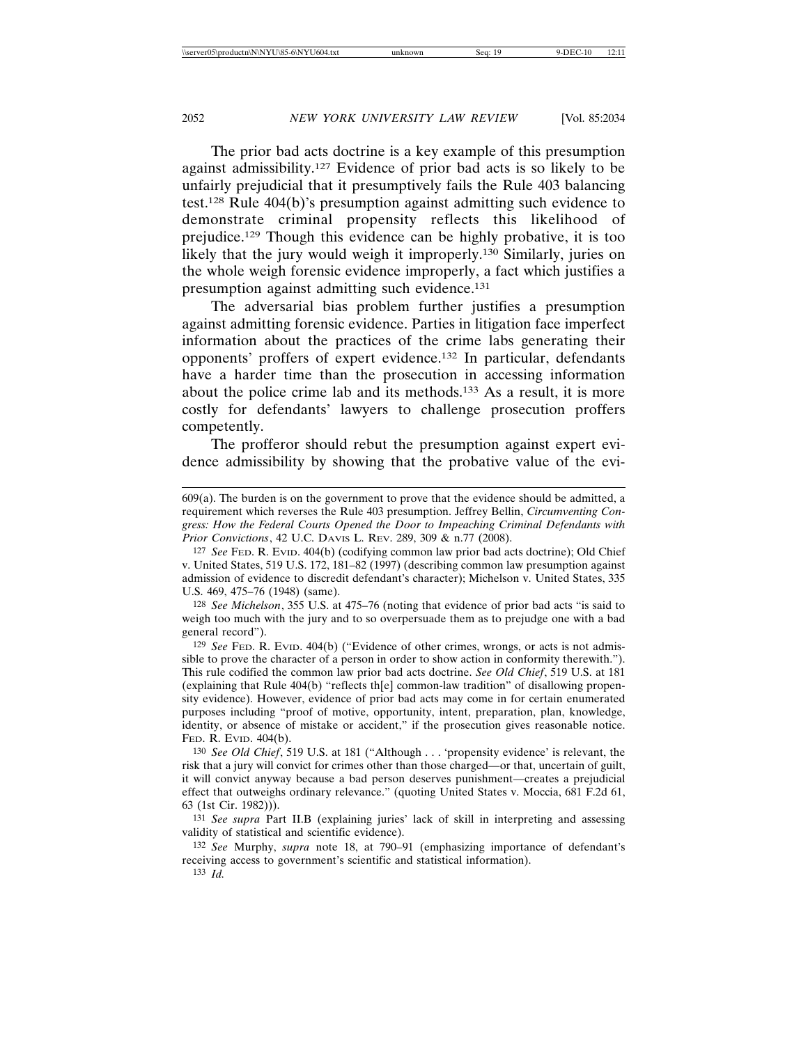The prior bad acts doctrine is a key example of this presumption against admissibility.[127] Evidence of prior bad acts is so likely to be unfairly prejudicial that it presumptively fails the Rule 403 balancing test.[128] Rule 404(b)'s presumption against admitting such evidence to demonstrate criminal propensity reflects this likelihood of prejudice.[129] Though this evidence can be highly probative, it is too likely that the jury would weigh it improperly.[130] Similarly, juries on the whole weigh forensic evidence improperly, a fact which justifies a presumption against admitting such evidence.[131]

The adversarial bias problem further justifies a presumption against admitting forensic evidence. Parties in litigation face imperfect information about the practices of the crime labs generating their opponents' proffers of expert evidence.[132] In particular, defendants have a harder time than the prosecution in accessing information about the police crime lab and its methods.[133] As a result, it is more costly for defendants' lawyers to challenge prosecution proffers competently.

The profferor should rebut the presumption against expert evidence admissibility by showing that the probative value of the evi-

---

609(a). The burden is on the government to prove that the evidence should be admitted, a requirement which reverses the Rule 403 presumption. Jeffrey Bellin, *Circumventing Congress: How the Federal Courts Opened the Door to Impeaching Criminal Defendants with Prior Convictions*, 42 U.C. DAVIS L. REV. 289, 309 & n.77 (2008).

127 *See* FED. R. EVID. 404(b) (codifying common law prior bad acts doctrine); Old Chief v. United States, 519 U.S. 172, 181–82 (1997) (describing common law presumption against admission of evidence to discredit defendant's character); Michelson v. United States, 335 U.S. 469, 475–76 (1948) (same).

128 *See Michelson*, 355 U.S. at 475–76 (noting that evidence of prior bad acts "is said to weigh too much with the jury and to so overpersuade them as to prejudge one with a bad general record").

129 *See* FED. R. EVID. 404(b) ("Evidence of other crimes, wrongs, or acts is not admissible to prove the character of a person in order to show action in conformity therewith."). This rule codified the common law prior bad acts doctrine. *See Old Chief*, 519 U.S. at 181 (explaining that Rule 404(b) "reflects th[e] common-law tradition" of disallowing propensity evidence). However, evidence of prior bad acts may come in for certain enumerated purposes including "proof of motive, opportunity, intent, preparation, plan, knowledge, identity, or absence of mistake or accident," if the prosecution gives reasonable notice. FED. R. EVID. 404(b).

130 *See Old Chief*, 519 U.S. at 181 ("Although . . . 'propensity evidence' is relevant, the risk that a jury will convict for crimes other than those charged—or that, uncertain of guilt, it will convict anyway because a bad person deserves punishment—creates a prejudicial effect that outweighs ordinary relevance." (quoting United States v. Moccia, 681 F.2d 61, 63 (1st Cir. 1982))).

131 *See supra* Part II.B (explaining juries' lack of skill in interpreting and assessing validity of statistical and scientific evidence).

132 *See* Murphy, *supra* note 18, at 790–91 (emphasizing importance of defendant's receiving access to government's scientific and statistical information).

133 *Id.*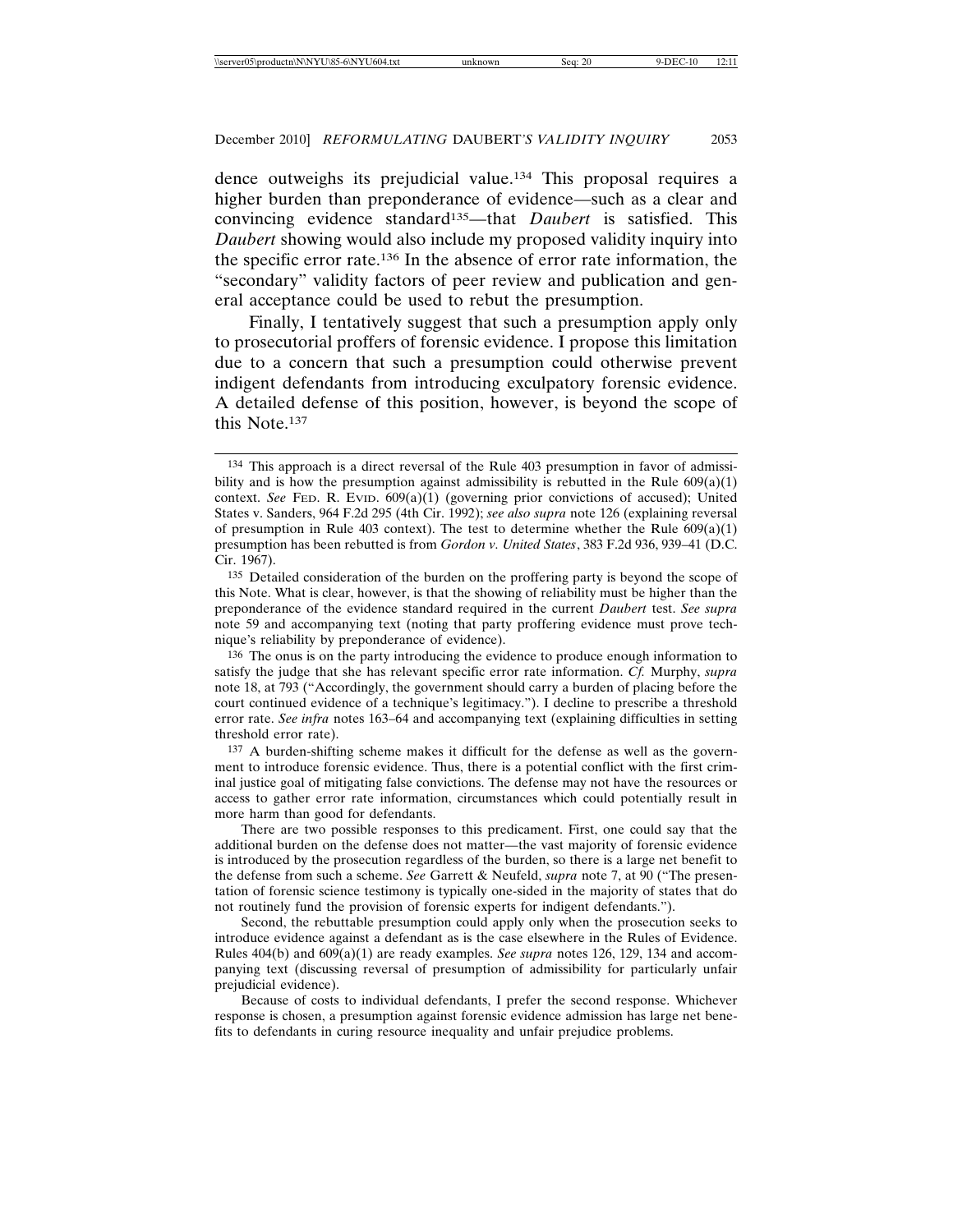dence outweighs its prejudicial value.[134] This proposal requires a higher burden than preponderance of evidence—such as a clear and convincing evidence standard[135]—that *Daubert* is satisfied. This *Daubert* showing would also include my proposed validity inquiry into the specific error rate.[136] In the absence of error rate information, the "secondary" validity factors of peer review and publication and general acceptance could be used to rebut the presumption.

Finally, I tentatively suggest that such a presumption apply only to prosecutorial proffers of forensic evidence. I propose this limitation due to a concern that such a presumption could otherwise prevent indigent defendants from introducing exculpatory forensic evidence. A detailed defense of this position, however, is beyond the scope of this Note.[137]

---

134 This approach is a direct reversal of the Rule 403 presumption in favor of admissibility and is how the presumption against admissibility is rebutted in the Rule 609(a)(1) context. *See* FED. R. EVID. 609(a)(1) (governing prior convictions of accused); United States v. Sanders, 964 F.2d 295 (4th Cir. 1992); *see also supra* note 126 (explaining reversal of presumption in Rule 403 context). The test to determine whether the Rule 609(a)(1) presumption has been rebutted is from *Gordon v. United States*, 383 F.2d 936, 939–41 (D.C. Cir. 1967).

135 Detailed consideration of the burden on the proffering party is beyond the scope of this Note. What is clear, however, is that the showing of reliability must be higher than the preponderance of the evidence standard required in the current *Daubert* test. *See supra* note 59 and accompanying text (noting that party proffering evidence must prove technique's reliability by preponderance of evidence).

136 The onus is on the party introducing the evidence to produce enough information to satisfy the judge that she has relevant specific error rate information. *Cf.* Murphy, *supra* note 18, at 793 ("Accordingly, the government should carry a burden of placing before the court continued evidence of a technique's legitimacy."). I decline to prescribe a threshold error rate. *See infra* notes 163–64 and accompanying text (explaining difficulties in setting threshold error rate).

137 A burden-shifting scheme makes it difficult for the defense as well as the government to introduce forensic evidence. Thus, there is a potential conflict with the first criminal justice goal of mitigating false convictions. The defense may not have the resources or access to gather error rate information, circumstances which could potentially result in more harm than good for defendants.

There are two possible responses to this predicament. First, one could say that the additional burden on the defense does not matter—the vast majority of forensic evidence is introduced by the prosecution regardless of the burden, so there is a large net benefit to the defense from such a scheme. *See* Garrett & Neufeld, *supra* note 7, at 90 ("The presentation of forensic science testimony is typically one-sided in the majority of states that do not routinely fund the provision of forensic experts for indigent defendants.").

Second, the rebuttable presumption could apply only when the prosecution seeks to introduce evidence against a defendant as is the case elsewhere in the Rules of Evidence. Rules 404(b) and 609(a)(1) are ready examples. *See supra* notes 126, 129, 134 and accompanying text (discussing reversal of presumption of admissibility for particularly unfair prejudicial evidence).

Because of costs to individual defendants, I prefer the second response. Whichever response is chosen, a presumption against forensic evidence admission has large net benefits to defendants in curing resource inequality and unfair prejudice problems.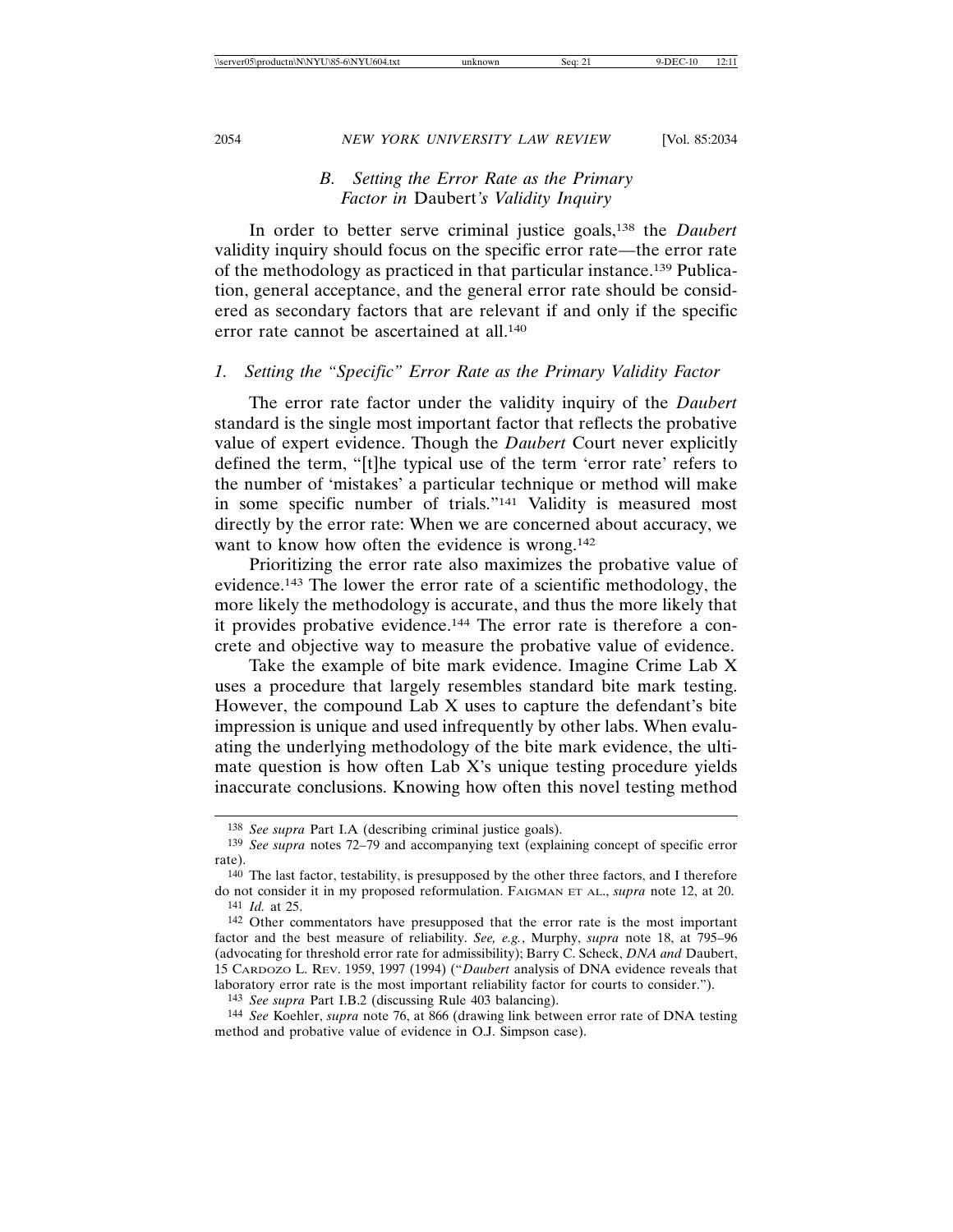### B. Setting the Error Rate as the Primary Factor in *Daubert's* Validity Inquiry

In order to better serve criminal justice goals,[138] the *Daubert* validity inquiry should focus on the specific error rate—the error rate of the methodology as practiced in that particular instance.[139] Publication, general acceptance, and the general error rate should be considered as secondary factors that are relevant if and only if the specific error rate cannot be ascertained at all.[140]

#### 1. Setting the "Specific" Error Rate as the Primary Validity Factor

The error rate factor under the validity inquiry of the *Daubert* standard is the single most important factor that reflects the probative value of expert evidence. Though the *Daubert* Court never explicitly defined the term, "[t]he typical use of the term 'error rate' refers to the number of 'mistakes' a particular technique or method will make in some specific number of trials."[141] Validity is measured most directly by the error rate: When we are concerned about accuracy, we want to know how often the evidence is wrong.[142]

Prioritizing the error rate also maximizes the probative value of evidence.[143] The lower the error rate of a scientific methodology, the more likely the methodology is accurate, and thus the more likely that it provides probative evidence.[144] The error rate is therefore a concrete and objective way to measure the probative value of evidence.

Take the example of bite mark evidence. Imagine Crime Lab X uses a procedure that largely resembles standard bite mark testing. However, the compound Lab X uses to capture the defendant's bite impression is unique and used infrequently by other labs. When evaluating the underlying methodology of the bite mark evidence, the ultimate question is how often Lab X's unique testing procedure yields inaccurate conclusions. Knowing how often this novel testing method

---

[138] *See supra* Part I.A (describing criminal justice goals).

[139] *See supra* notes 72–79 and accompanying text (explaining concept of specific error rate).

[140] The last factor, testability, is presupposed by the other three factors, and I therefore do not consider it in my proposed reformulation. FAIGMAN ET AL., *supra* note 12, at 20.

[141] *Id.* at 25.

[142] Other commentators have presupposed that the error rate is the most important factor and the best measure of reliability. *See, e.g.*, Murphy, *supra* note 18, at 795–96 (advocating for threshold error rate for admissibility); Barry C. Scheck, *DNA and* Daubert, 15 CARDOZO L. REV. 1959, 1997 (1994) ("*Daubert* analysis of DNA evidence reveals that laboratory error rate is the most important reliability factor for courts to consider.").

[143] *See supra* Part I.B.2 (discussing Rule 403 balancing).

[144] *See* Koehler, *supra* note 76, at 866 (drawing link between error rate of DNA testing method and probative value of evidence in O.J. Simpson case).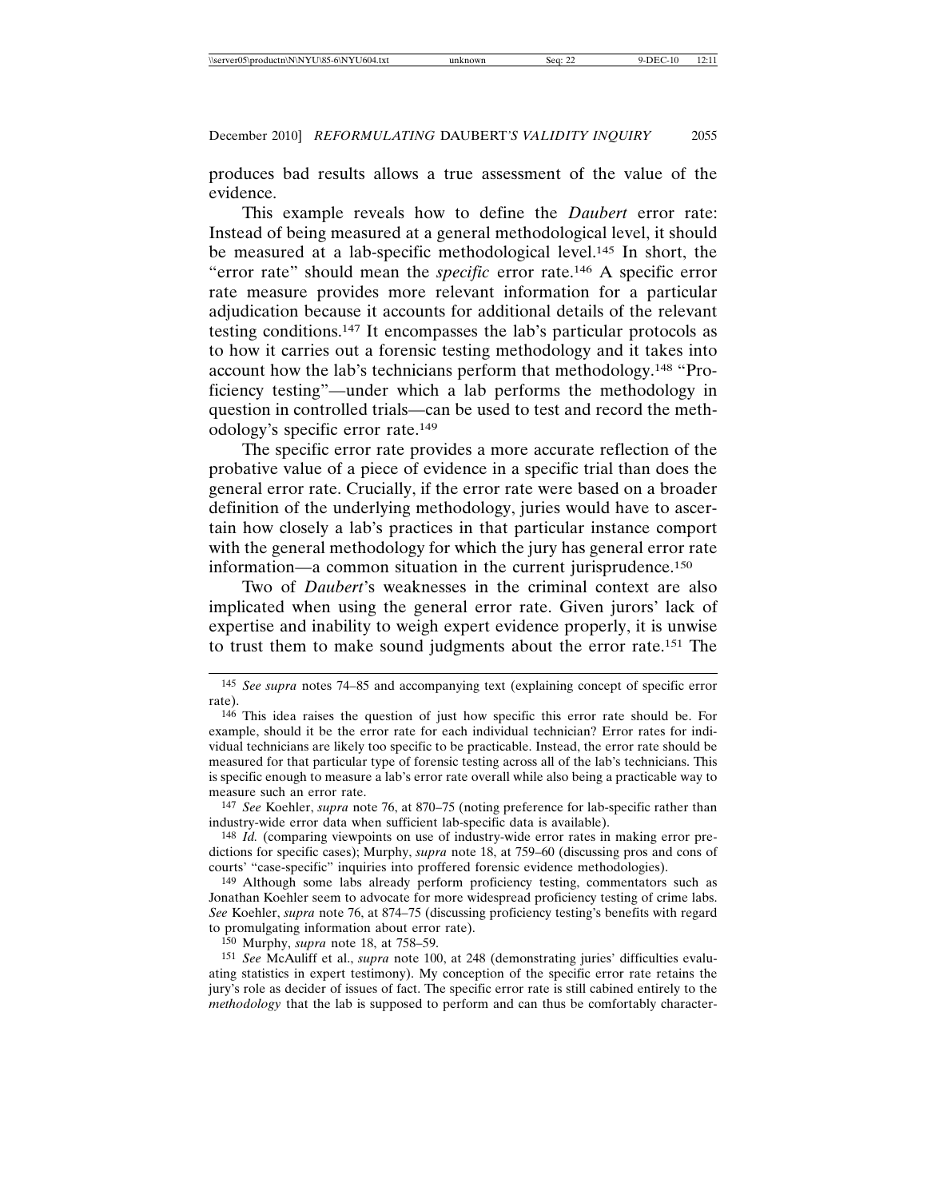produces bad results allows a true assessment of the value of the evidence.

This example reveals how to define the *Daubert* error rate: Instead of being measured at a general methodological level, it should be measured at a lab-specific methodological level.[145] In short, the "error rate" should mean the *specific* error rate.[146] A specific error rate measure provides more relevant information for a particular adjudication because it accounts for additional details of the relevant testing conditions.[147] It encompasses the lab's particular protocols as to how it carries out a forensic testing methodology and it takes into account how the lab's technicians perform that methodology.[148] "Proficiency testing"—under which a lab performs the methodology in question in controlled trials—can be used to test and record the methodology's specific error rate.[149]

The specific error rate provides a more accurate reflection of the probative value of a piece of evidence in a specific trial than does the general error rate. Crucially, if the error rate were based on a broader definition of the underlying methodology, juries would have to ascertain how closely a lab's practices in that particular instance comport with the general methodology for which the jury has general error rate information—a common situation in the current jurisprudence.[150]

Two of *Daubert*'s weaknesses in the criminal context are also implicated when using the general error rate. Given jurors' lack of expertise and inability to weigh expert evidence properly, it is unwise to trust them to make sound judgments about the error rate.[151] The

---

[145] *See supra* notes 74–85 and accompanying text (explaining concept of specific error rate).

[146] This idea raises the question of just how specific this error rate should be. For example, should it be the error rate for each individual technician? Error rates for individual technicians are likely too specific to be practicable. Instead, the error rate should be measured for that particular type of forensic testing across all of the lab's technicians. This is specific enough to measure a lab's error rate overall while also being a practicable way to measure such an error rate.

[147] *See* Koehler, *supra* note 76, at 870–75 (noting preference for lab-specific rather than industry-wide error data when sufficient lab-specific data is available).

[148] *Id.* (comparing viewpoints on use of industry-wide error rates in making error predictions for specific cases); Murphy, *supra* note 18, at 759–60 (discussing pros and cons of courts' "case-specific" inquiries into proffered forensic evidence methodologies).

[149] Although some labs already perform proficiency testing, commentators such as Jonathan Koehler seem to advocate for more widespread proficiency testing of crime labs. *See* Koehler, *supra* note 76, at 874–75 (discussing proficiency testing's benefits with regard to promulgating information about error rate).

[150] Murphy, *supra* note 18, at 758–59.

[151] *See* McAuliff et al., *supra* note 100, at 248 (demonstrating juries' difficulties evaluating statistics in expert testimony). My conception of the specific error rate retains the jury's role as decider of issues of fact. The specific error rate is still cabined entirely to the *methodology* that the lab is supposed to perform and can thus be comfortably character-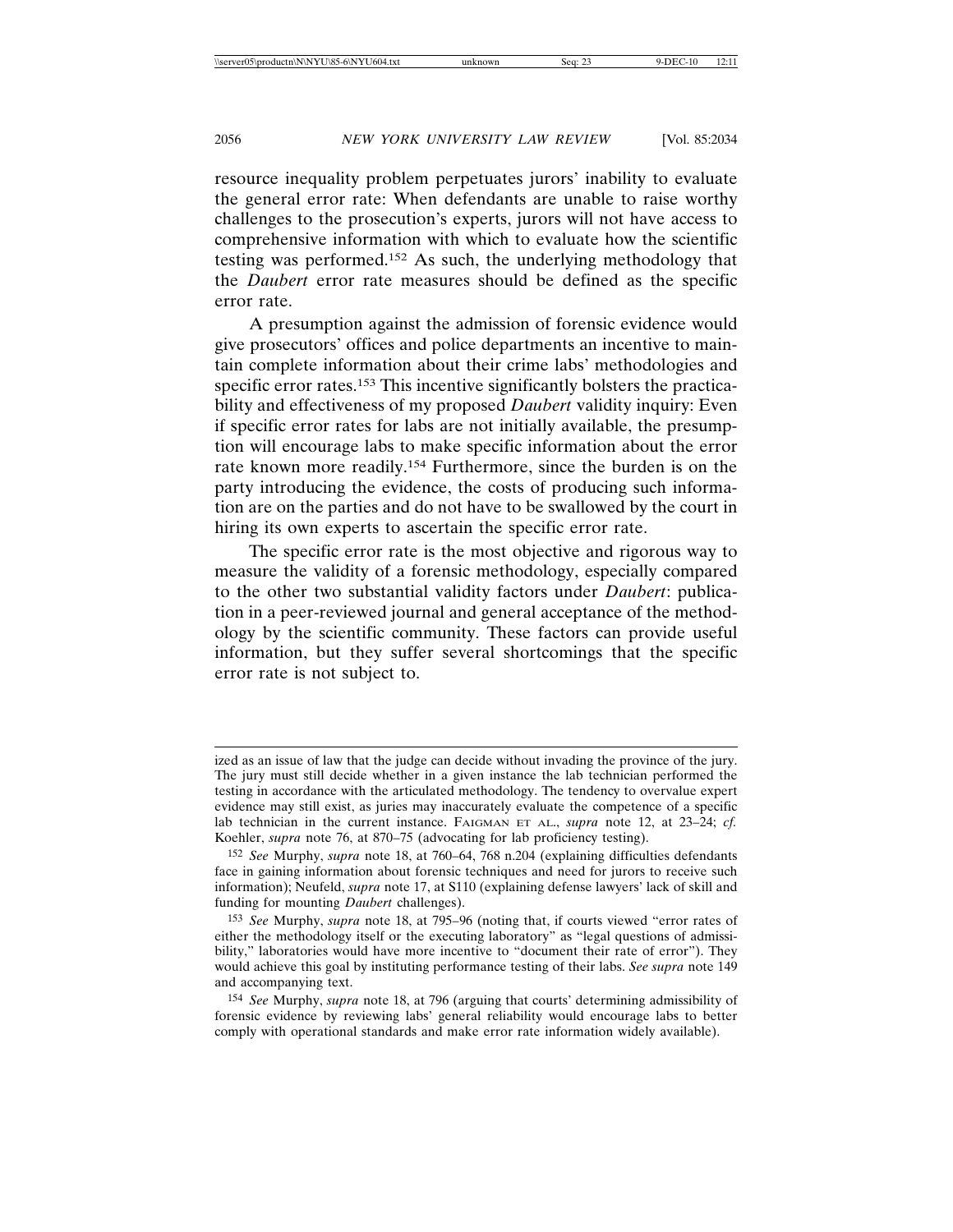resource inequality problem perpetuates jurors' inability to evaluate the general error rate: When defendants are unable to raise worthy challenges to the prosecution's experts, jurors will not have access to comprehensive information with which to evaluate how the scientific testing was performed.[152] As such, the underlying methodology that the *Daubert* error rate measures should be defined as the specific error rate.

A presumption against the admission of forensic evidence would give prosecutors' offices and police departments an incentive to maintain complete information about their crime labs' methodologies and specific error rates.[153] This incentive significantly bolsters the practicability and effectiveness of my proposed *Daubert* validity inquiry: Even if specific error rates for labs are not initially available, the presumption will encourage labs to make specific information about the error rate known more readily.[154] Furthermore, since the burden is on the party introducing the evidence, the costs of producing such information are on the parties and do not have to be swallowed by the court in hiring its own experts to ascertain the specific error rate.

The specific error rate is the most objective and rigorous way to measure the validity of a forensic methodology, especially compared to the other two substantial validity factors under *Daubert*: publication in a peer-reviewed journal and general acceptance of the methodology by the scientific community. These factors can provide useful information, but they suffer several shortcomings that the specific error rate is not subject to.

---

ized as an issue of law that the judge can decide without invading the province of the jury. The jury must still decide whether in a given instance the lab technician performed the testing in accordance with the articulated methodology. The tendency to overvalue expert evidence may still exist, as juries may inaccurately evaluate the competence of a specific lab technician in the current instance. FAIGMAN ET AL., *supra* note 12, at 23–24; *cf.* Koehler, *supra* note 76, at 870–75 (advocating for lab proficiency testing).

[152] *See* Murphy, *supra* note 18, at 760–64, 768 n.204 (explaining difficulties defendants face in gaining information about forensic techniques and need for jurors to receive such information); Neufeld, *supra* note 17, at S110 (explaining defense lawyers' lack of skill and funding for mounting *Daubert* challenges).

[153] *See* Murphy, *supra* note 18, at 795–96 (noting that, if courts viewed "error rates of either the methodology itself or the executing laboratory" as "legal questions of admissibility," laboratories would have more incentive to "document their rate of error"). They would achieve this goal by instituting performance testing of their labs. *See supra* note 149 and accompanying text.

[154] *See* Murphy, *supra* note 18, at 796 (arguing that courts' determining admissibility of forensic evidence by reviewing labs' general reliability would encourage labs to better comply with operational standards and make error rate information widely available).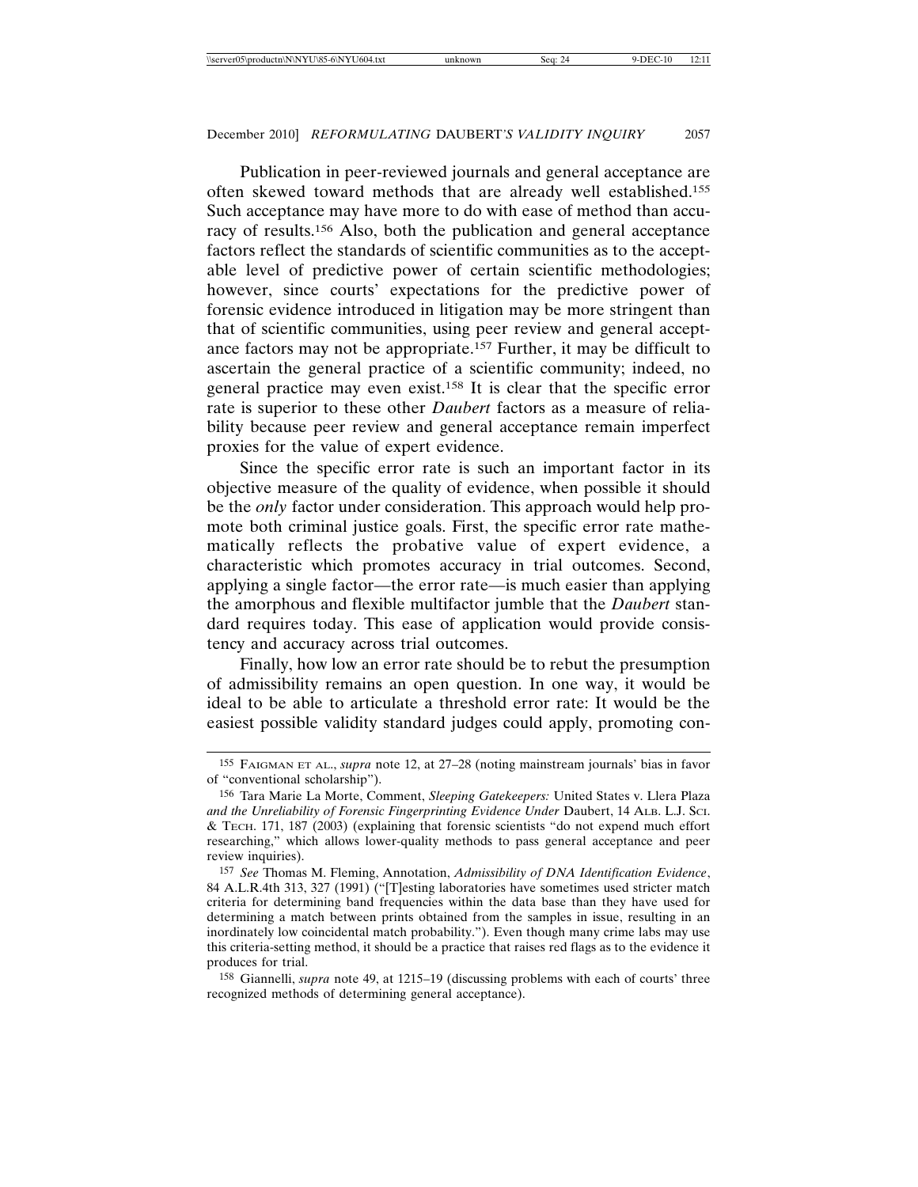Publication in peer-reviewed journals and general acceptance are often skewed toward methods that are already well established.[155] Such acceptance may have more to do with ease of method than accuracy of results.[156] Also, both the publication and general acceptance factors reflect the standards of scientific communities as to the acceptable level of predictive power of certain scientific methodologies; however, since courts' expectations for the predictive power of forensic evidence introduced in litigation may be more stringent than that of scientific communities, using peer review and general acceptance factors may not be appropriate.[157] Further, it may be difficult to ascertain the general practice of a scientific community; indeed, no general practice may even exist.[158] It is clear that the specific error rate is superior to these other *Daubert* factors as a measure of reliability because peer review and general acceptance remain imperfect proxies for the value of expert evidence.

Since the specific error rate is such an important factor in its objective measure of the quality of evidence, when possible it should be the *only* factor under consideration. This approach would help promote both criminal justice goals. First, the specific error rate mathematically reflects the probative value of expert evidence, a characteristic which promotes accuracy in trial outcomes. Second, applying a single factor—the error rate—is much easier than applying the amorphous and flexible multifactor jumble that the *Daubert* standard requires today. This ease of application would provide consistency and accuracy across trial outcomes.

Finally, how low an error rate should be to rebut the presumption of admissibility remains an open question. In one way, it would be ideal to be able to articulate a threshold error rate: It would be the easiest possible validity standard judges could apply, promoting con-

---

155 FAIGMAN ET AL., *supra* note 12, at 27–28 (noting mainstream journals' bias in favor of "conventional scholarship").

156 Tara Marie La Morte, Comment, *Sleeping Gatekeepers:* United States v. Llera Plaza *and the Unreliability of Forensic Fingerprinting Evidence Under* Daubert, 14 ALB. L.J. SCI. & TECH. 171, 187 (2003) (explaining that forensic scientists "do not expend much effort researching," which allows lower-quality methods to pass general acceptance and peer review inquiries).

157 *See* Thomas M. Fleming, Annotation, *Admissibility of DNA Identification Evidence*, 84 A.L.R.4th 313, 327 (1991) ("[T]esting laboratories have sometimes used stricter match criteria for determining band frequencies within the data base than they have used for determining a match between prints obtained from the samples in issue, resulting in an inordinately low coincidental match probability."). Even though many crime labs may use this criteria-setting method, it should be a practice that raises red flags as to the evidence it produces for trial.

158 Giannelli, *supra* note 49, at 1215–19 (discussing problems with each of courts' three recognized methods of determining general acceptance).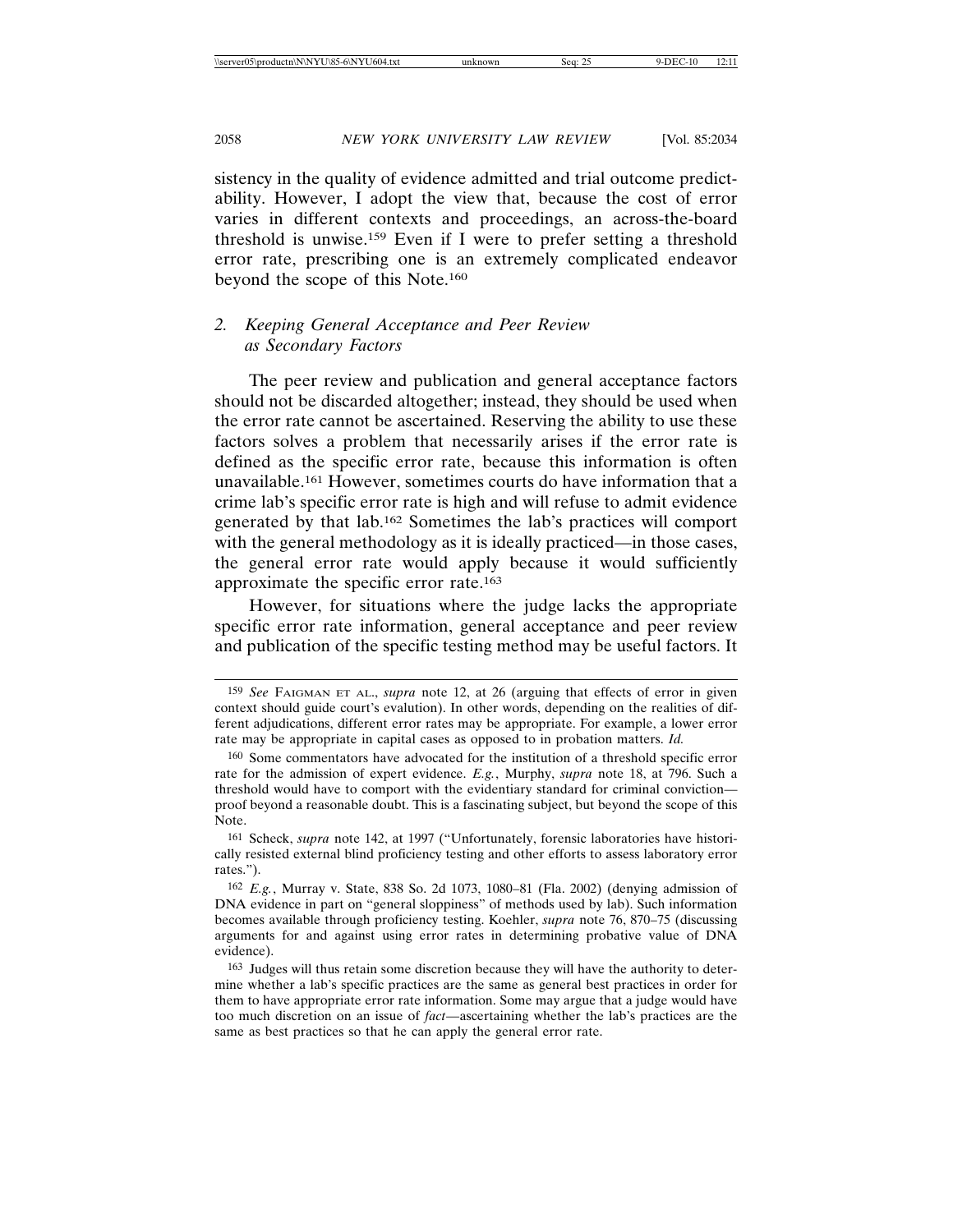sistency in the quality of evidence admitted and trial outcome predictability. However, I adopt the view that, because the cost of error varies in different contexts and proceedings, an across-the-board threshold is unwise.[159] Even if I were to prefer setting a threshold error rate, prescribing one is an extremely complicated endeavor beyond the scope of this Note.[160]

### 2. *Keeping General Acceptance and Peer Review as Secondary Factors*

The peer review and publication and general acceptance factors should not be discarded altogether; instead, they should be used when the error rate cannot be ascertained. Reserving the ability to use these factors solves a problem that necessarily arises if the error rate is defined as the specific error rate, because this information is often unavailable.[161] However, sometimes courts do have information that a crime lab's specific error rate is high and will refuse to admit evidence generated by that lab.[162] Sometimes the lab's practices will comport with the general methodology as it is ideally practiced—in those cases, the general error rate would apply because it would sufficiently approximate the specific error rate.[163]

However, for situations where the judge lacks the appropriate specific error rate information, general acceptance and peer review and publication of the specific testing method may be useful factors. It

---

[159] *See* FAIGMAN ET AL., *supra* note 12, at 26 (arguing that effects of error in given context should guide court's evalution). In other words, depending on the realities of different adjudications, different error rates may be appropriate. For example, a lower error rate may be appropriate in capital cases as opposed to in probation matters. *Id.*

[160] Some commentators have advocated for the institution of a threshold specific error rate for the admission of expert evidence. *E.g.*, Murphy, *supra* note 18, at 796. Such a threshold would have to comport with the evidentiary standard for criminal conviction—proof beyond a reasonable doubt. This is a fascinating subject, but beyond the scope of this Note.

[161] Scheck, *supra* note 142, at 1997 ("Unfortunately, forensic laboratories have historically resisted external blind proficiency testing and other efforts to assess laboratory error rates.").

[162] *E.g.*, Murray v. State, 838 So. 2d 1073, 1080–81 (Fla. 2002) (denying admission of DNA evidence in part on "general sloppiness" of methods used by lab). Such information becomes available through proficiency testing. Koehler, *supra* note 76, 870–75 (discussing arguments for and against using error rates in determining probative value of DNA evidence).

[163] Judges will thus retain some discretion because they will have the authority to determine whether a lab's specific practices are the same as general best practices in order for them to have appropriate error rate information. Some may argue that a judge would have too much discretion on an issue of *fact*—ascertaining whether the lab's practices are the same as best practices so that he can apply the general error rate.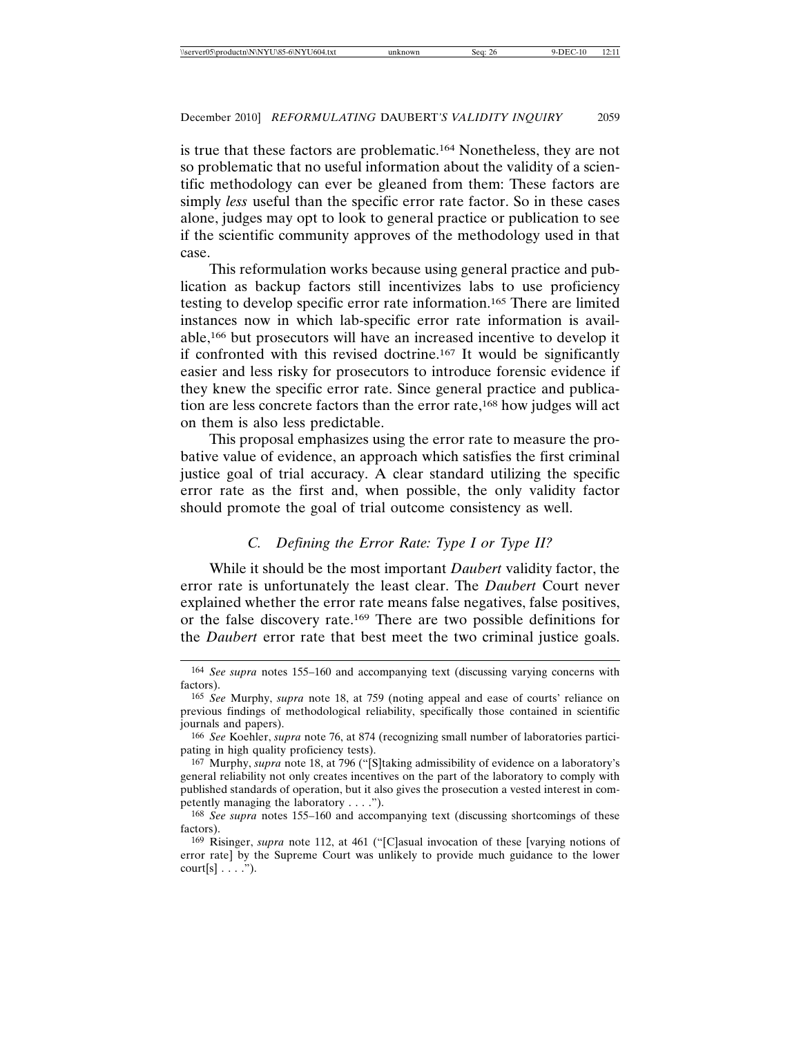is true that these factors are problematic.[164] Nonetheless, they are not so problematic that no useful information about the validity of a scientific methodology can ever be gleaned from them: These factors are simply *less* useful than the specific error rate factor. So in these cases alone, judges may opt to look to general practice or publication to see if the scientific community approves of the methodology used in that case.

This reformulation works because using general practice and publication as backup factors still incentivizes labs to use proficiency testing to develop specific error rate information.[165] There are limited instances now in which lab-specific error rate information is available,[166] but prosecutors will have an increased incentive to develop it if confronted with this revised doctrine.[167] It would be significantly easier and less risky for prosecutors to introduce forensic evidence if they knew the specific error rate. Since general practice and publication are less concrete factors than the error rate,[168] how judges will act on them is also less predictable.

This proposal emphasizes using the error rate to measure the probative value of evidence, an approach which satisfies the first criminal justice goal of trial accuracy. A clear standard utilizing the specific error rate as the first and, when possible, the only validity factor should promote the goal of trial outcome consistency as well.

### *C. Defining the Error Rate: Type I or Type II?*

While it should be the most important *Daubert* validity factor, the error rate is unfortunately the least clear. The *Daubert* Court never explained whether the error rate means false negatives, false positives, or the false discovery rate.[169] There are two possible definitions for the *Daubert* error rate that best meet the two criminal justice goals.

---

164 *See supra* notes 155–160 and accompanying text (discussing varying concerns with factors).

165 *See* Murphy, *supra* note 18, at 759 (noting appeal and ease of courts' reliance on previous findings of methodological reliability, specifically those contained in scientific journals and papers).

166 *See* Koehler, *supra* note 76, at 874 (recognizing small number of laboratories participating in high quality proficiency tests).

167 Murphy, *supra* note 18, at 796 ("[S]taking admissibility of evidence on a laboratory's general reliability not only creates incentives on the part of the laboratory to comply with published standards of operation, but it also gives the prosecution a vested interest in competently managing the laboratory . . . .").

168 *See supra* notes 155–160 and accompanying text (discussing shortcomings of these factors).

169 Risinger, *supra* note 112, at 461 ("[C]asual invocation of these [varying notions of error rate] by the Supreme Court was unlikely to provide much guidance to the lower court[s] . . . .").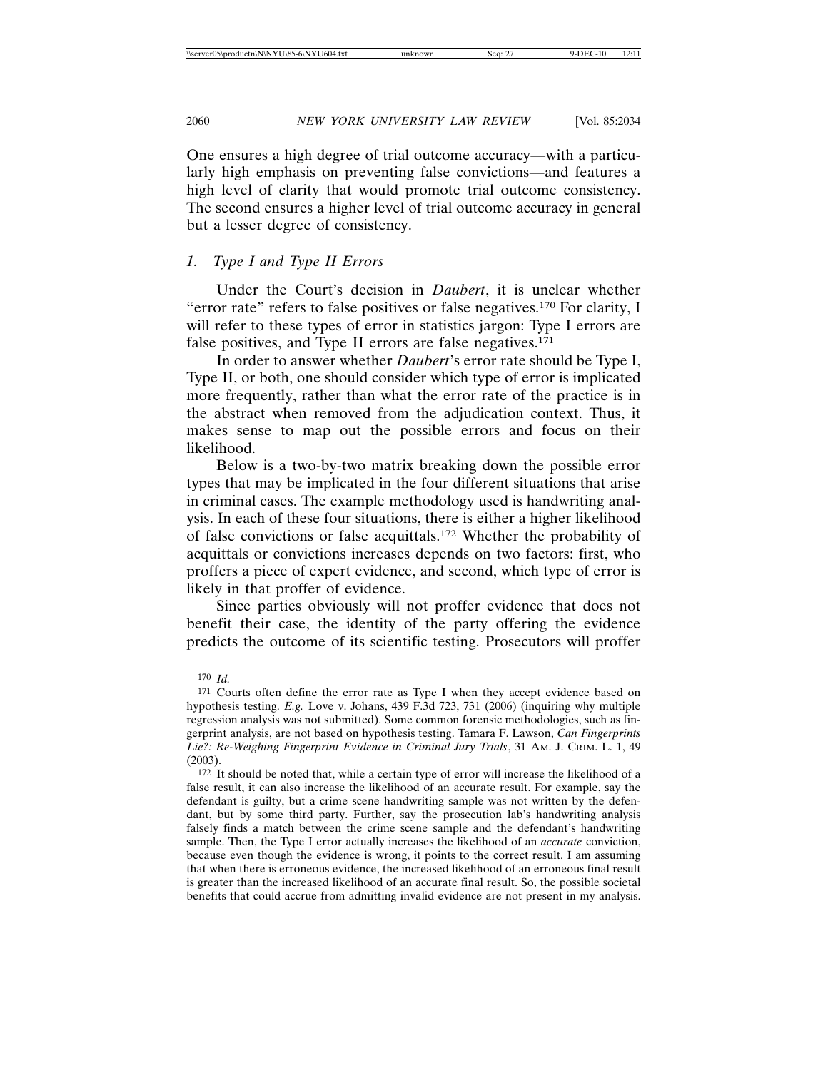One ensures a high degree of trial outcome accuracy—with a particularly high emphasis on preventing false convictions—and features a high level of clarity that would promote trial outcome consistency. The second ensures a higher level of trial outcome accuracy in general but a lesser degree of consistency.

### 1. *Type I and Type II Errors*

Under the Court's decision in *Daubert*, it is unclear whether "error rate" refers to false positives or false negatives.[170] For clarity, I will refer to these types of error in statistics jargon: Type I errors are false positives, and Type II errors are false negatives.[171]

In order to answer whether *Daubert*'s error rate should be Type I, Type II, or both, one should consider which type of error is implicated more frequently, rather than what the error rate of the practice is in the abstract when removed from the adjudication context. Thus, it makes sense to map out the possible errors and focus on their likelihood.

Below is a two-by-two matrix breaking down the possible error types that may be implicated in the four different situations that arise in criminal cases. The example methodology used is handwriting analysis. In each of these four situations, there is either a higher likelihood of false convictions or false acquittals.[172] Whether the probability of acquittals or convictions increases depends on two factors: first, who proffers a piece of expert evidence, and second, which type of error is likely in that proffer of evidence.

Since parties obviously will not proffer evidence that does not benefit their case, the identity of the party offering the evidence predicts the outcome of its scientific testing. Prosecutors will proffer

---

[170] *Id.*

[171] Courts often define the error rate as Type I when they accept evidence based on hypothesis testing. *E.g.* Love v. Johans, 439 F.3d 723, 731 (2006) (inquiring why multiple regression analysis was not submitted). Some common forensic methodologies, such as fingerprint analysis, are not based on hypothesis testing. Tamara F. Lawson, *Can Fingerprints Lie?: Re-Weighing Fingerprint Evidence in Criminal Jury Trials*, 31 AM. J. CRIM. L. 1, 49 (2003).

[172] It should be noted that, while a certain type of error will increase the likelihood of a false result, it can also increase the likelihood of an accurate result. For example, say the defendant is guilty, but a crime scene handwriting sample was not written by the defendant, but by some third party. Further, say the prosecution lab's handwriting analysis falsely finds a match between the crime scene sample and the defendant's handwriting sample. Then, the Type I error actually increases the likelihood of an *accurate* conviction, because even though the evidence is wrong, it points to the correct result. I am assuming that when there is erroneous evidence, the increased likelihood of an erroneous final result is greater than the increased likelihood of an accurate final result. So, the possible societal benefits that could accrue from admitting invalid evidence are not present in my analysis.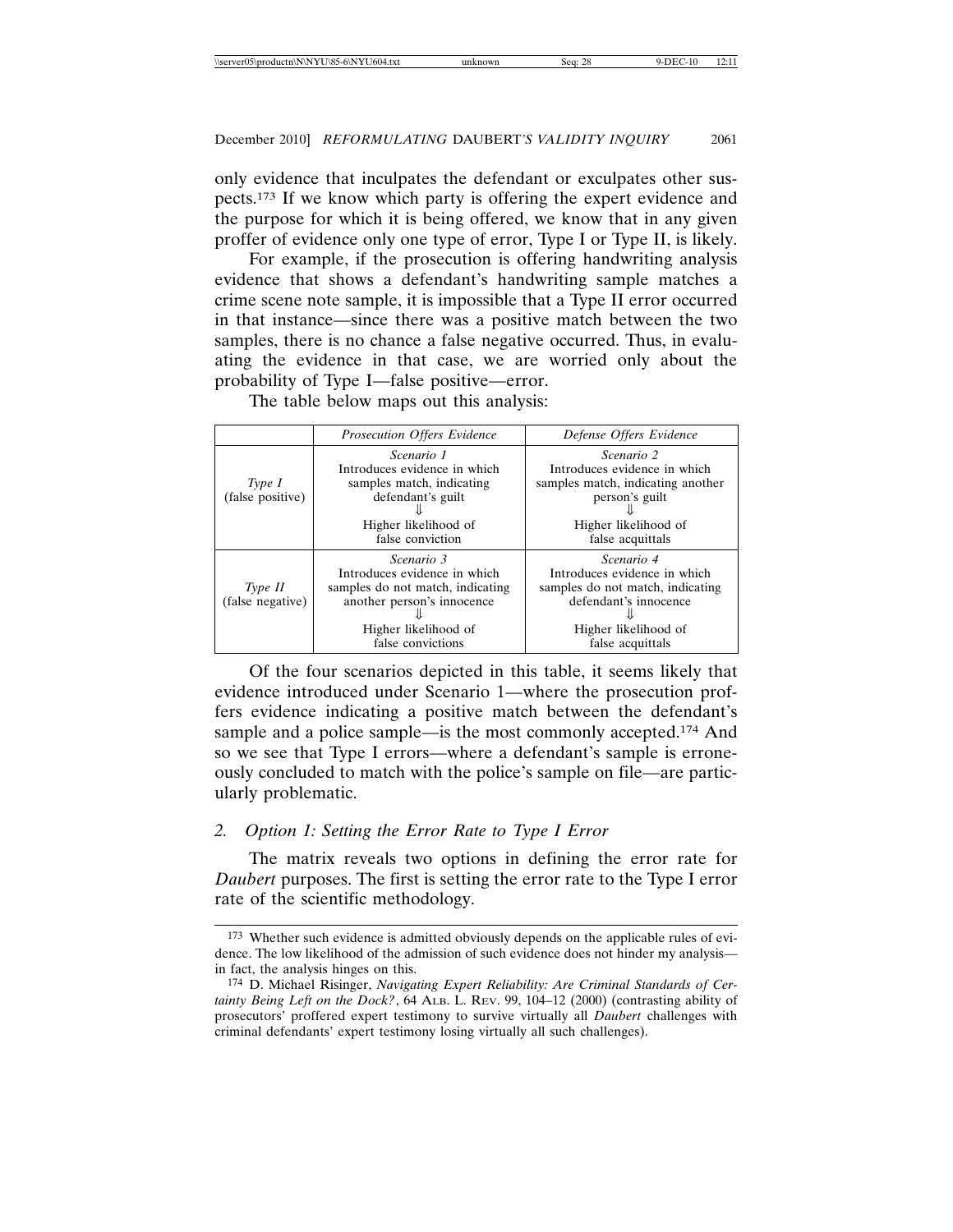only evidence that inculpates the defendant or exculpates other suspects.[173] If we know which party is offering the expert evidence and the purpose for which it is being offered, we know that in any given proffer of evidence only one type of error, Type I or Type II, is likely.

For example, if the prosecution is offering handwriting analysis evidence that shows a defendant's handwriting sample matches a crime scene note sample, it is impossible that a Type II error occurred in that instance—since there was a positive match between the two samples, there is no chance a false negative occurred. Thus, in evaluating the evidence in that case, we are worried only about the probability of Type I—false positive—error.

The table below maps out this analysis:

| | *Prosecution Offers Evidence* | *Defense Offers Evidence* |
|---|---|---|
| *Type I* (false positive) | *Scenario 1* Introduces evidence in which samples match, indicating defendant's guilt ⇓ Higher likelihood of false conviction | *Scenario 2* Introduces evidence in which samples match, indicating another person's guilt ⇓ Higher likelihood of false acquittals |
| *Type II* (false negative) | *Scenario 3* Introduces evidence in which samples do not match, indicating another person's innocence ⇓ Higher likelihood of false convictions | *Scenario 4* Introduces evidence in which samples do not match, indicating defendant's innocence ⇓ Higher likelihood of false acquittals |

Of the four scenarios depicted in this table, it seems likely that evidence introduced under Scenario 1—where the prosecution proffers evidence indicating a positive match between the defendant's sample and a police sample—is the most commonly accepted.[174] And so we see that Type I errors—where a defendant's sample is erroneously concluded to match with the police's sample on file—are particularly problematic.

### 2. *Option 1: Setting the Error Rate to Type I Error*

The matrix reveals two options in defining the error rate for *Daubert* purposes. The first is setting the error rate to the Type I error rate of the scientific methodology.

---

[173] Whether such evidence is admitted obviously depends on the applicable rules of evidence. The low likelihood of the admission of such evidence does not hinder my analysis—in fact, the analysis hinges on this.

[174] D. Michael Risinger, *Navigating Expert Reliability: Are Criminal Standards of Certainty Being Left on the Dock?*, 64 ALB. L. REV. 99, 104–12 (2000) (contrasting ability of prosecutors' proffered expert testimony to survive virtually all *Daubert* challenges with criminal defendants' expert testimony losing virtually all such challenges).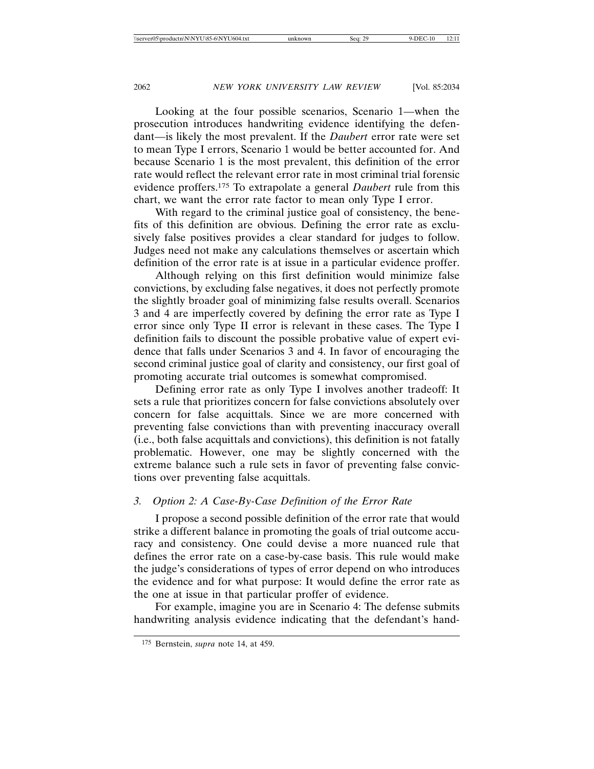Looking at the four possible scenarios, Scenario 1—when the prosecution introduces handwriting evidence identifying the defendant—is likely the most prevalent. If the *Daubert* error rate were set to mean Type I errors, Scenario 1 would be better accounted for. And because Scenario 1 is the most prevalent, this definition of the error rate would reflect the relevant error rate in most criminal trial forensic evidence proffers.[175] To extrapolate a general *Daubert* rule from this chart, we want the error rate factor to mean only Type I error.

With regard to the criminal justice goal of consistency, the benefits of this definition are obvious. Defining the error rate as exclusively false positives provides a clear standard for judges to follow. Judges need not make any calculations themselves or ascertain which definition of the error rate is at issue in a particular evidence proffer.

Although relying on this first definition would minimize false convictions, by excluding false negatives, it does not perfectly promote the slightly broader goal of minimizing false results overall. Scenarios 3 and 4 are imperfectly covered by defining the error rate as Type I error since only Type II error is relevant in these cases. The Type I definition fails to discount the possible probative value of expert evidence that falls under Scenarios 3 and 4. In favor of encouraging the second criminal justice goal of clarity and consistency, our first goal of promoting accurate trial outcomes is somewhat compromised.

Defining error rate as only Type I involves another tradeoff: It sets a rule that prioritizes concern for false convictions absolutely over concern for false acquittals. Since we are more concerned with preventing false convictions than with preventing inaccuracy overall (i.e., both false acquittals and convictions), this definition is not fatally problematic. However, one may be slightly concerned with the extreme balance such a rule sets in favor of preventing false convictions over preventing false acquittals.

### 3. *Option 2: A Case-By-Case Definition of the Error Rate*

I propose a second possible definition of the error rate that would strike a different balance in promoting the goals of trial outcome accuracy and consistency. One could devise a more nuanced rule that defines the error rate on a case-by-case basis. This rule would make the judge's considerations of types of error depend on who introduces the evidence and for what purpose: It would define the error rate as the one at issue in that particular proffer of evidence.

For example, imagine you are in Scenario 4: The defense submits handwriting analysis evidence indicating that the defendant's hand-

---

[175] Bernstein, *supra* note 14, at 459.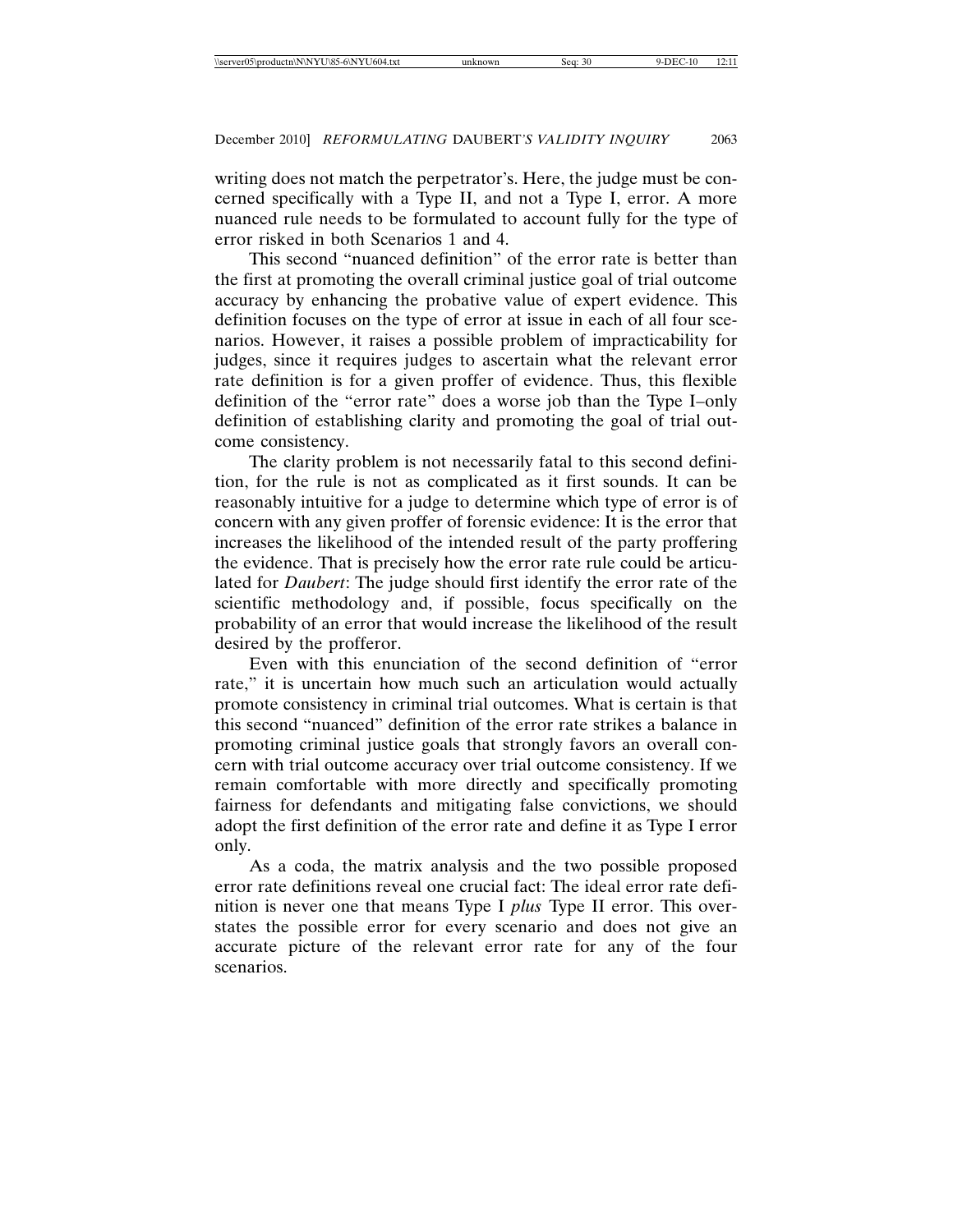writing does not match the perpetrator's. Here, the judge must be concerned specifically with a Type II, and not a Type I, error. A more nuanced rule needs to be formulated to account fully for the type of error risked in both Scenarios 1 and 4.

This second "nuanced definition" of the error rate is better than the first at promoting the overall criminal justice goal of trial outcome accuracy by enhancing the probative value of expert evidence. This definition focuses on the type of error at issue in each of all four scenarios. However, it raises a possible problem of impracticability for judges, since it requires judges to ascertain what the relevant error rate definition is for a given proffer of evidence. Thus, this flexible definition of the "error rate" does a worse job than the Type I–only definition of establishing clarity and promoting the goal of trial outcome consistency.

The clarity problem is not necessarily fatal to this second definition, for the rule is not as complicated as it first sounds. It can be reasonably intuitive for a judge to determine which type of error is of concern with any given proffer of forensic evidence: It is the error that increases the likelihood of the intended result of the party proffering the evidence. That is precisely how the error rate rule could be articulated for *Daubert*: The judge should first identify the error rate of the scientific methodology and, if possible, focus specifically on the probability of an error that would increase the likelihood of the result desired by the profferor.

Even with this enunciation of the second definition of "error rate," it is uncertain how much such an articulation would actually promote consistency in criminal trial outcomes. What is certain is that this second "nuanced" definition of the error rate strikes a balance in promoting criminal justice goals that strongly favors an overall concern with trial outcome accuracy over trial outcome consistency. If we remain comfortable with more directly and specifically promoting fairness for defendants and mitigating false convictions, we should adopt the first definition of the error rate and define it as Type I error only.

As a coda, the matrix analysis and the two possible proposed error rate definitions reveal one crucial fact: The ideal error rate definition is never one that means Type I *plus* Type II error. This overstates the possible error for every scenario and does not give an accurate picture of the relevant error rate for any of the four scenarios.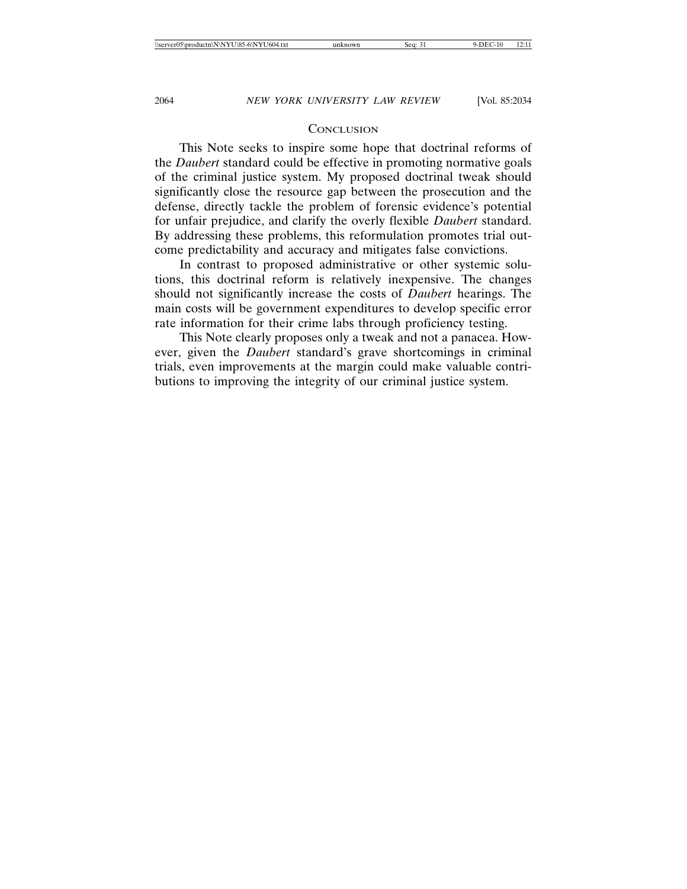## Conclusion

This Note seeks to inspire some hope that doctrinal reforms of the *Daubert* standard could be effective in promoting normative goals of the criminal justice system. My proposed doctrinal tweak should significantly close the resource gap between the prosecution and the defense, directly tackle the problem of forensic evidence's potential for unfair prejudice, and clarify the overly flexible *Daubert* standard. By addressing these problems, this reformulation promotes trial outcome predictability and accuracy and mitigates false convictions.

In contrast to proposed administrative or other systemic solutions, this doctrinal reform is relatively inexpensive. The changes should not significantly increase the costs of *Daubert* hearings. The main costs will be government expenditures to develop specific error rate information for their crime labs through proficiency testing.

This Note clearly proposes only a tweak and not a panacea. However, given the *Daubert* standard's grave shortcomings in criminal trials, even improvements at the margin could make valuable contributions to improving the integrity of our criminal justice system.